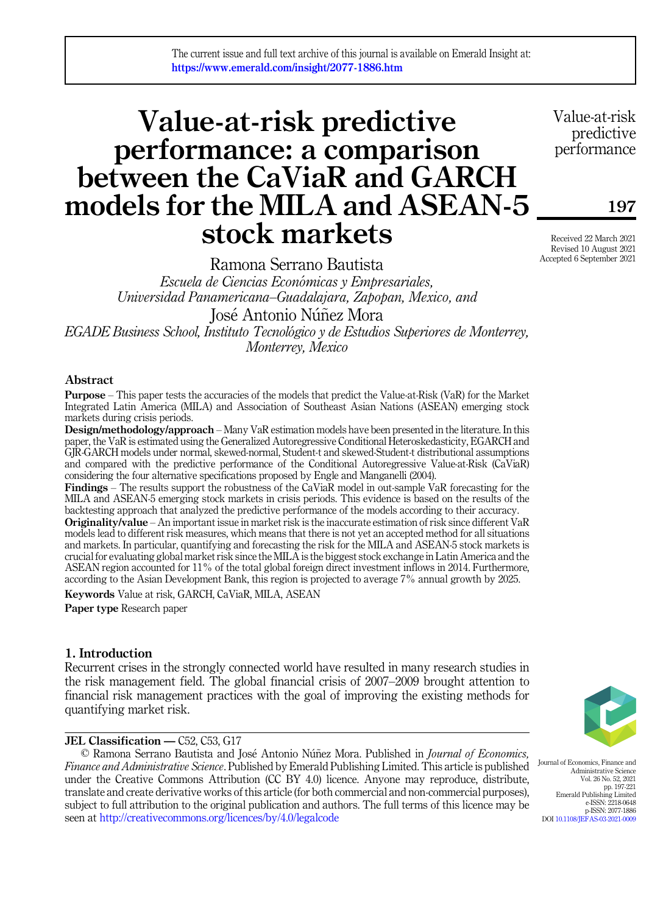The current issue and full text archive of this journal is available on Emerald Insight at: https://www.emerald.com/insight/2077-1886.htm

# Value-at-risk predictive performance: a comparison between the CaViaR and GARCH models for the MILA and ASEAN-5 stock markets

Received 22 March 2021
Revised 10 August 2021
Accepted 6 September 2021

Ramona Serrano Bautista

*Escuela de Ciencias Económicas y Empresariales, Universidad Panamericana–Guadalajara, Zapopan, Mexico, and*

José Antonio Núñez Mora

*EGADE Business School, Instituto Tecnológico y de Estudios Superiores de Monterrey, Monterrey, Mexico*

## Abstract

**Purpose** – This paper tests the accuracies of the models that predict the Value-at-Risk (VaR) for the Market Integrated Latin America (MILA) and Association of Southeast Asian Nations (ASEAN) emerging stock markets during crisis periods.

**Design/methodology/approach** – Many VaR estimation models have been presented in the literature. In this paper, the VaR is estimated using the Generalized Autoregressive Conditional Heteroskedasticity, EGARCH and GJR-GARCH models under normal, skewed-normal, Student-t and skewed-Student-t distributional assumptions and compared with the predictive performance of the Conditional Autoregressive Value-at-Risk (CaViaR) considering the four alternative specifications proposed by Engle and Manganelli (2004).

**Findings** – The results support the robustness of the CaViaR model in out-sample VaR forecasting for the MILA and ASEAN-5 emerging stock markets in crisis periods. This evidence is based on the results of the backtesting approach that analyzed the predictive performance of the models according to their accuracy.

**Originality/value** – An important issue in market risk is the inaccurate estimation of risk since different VaR models lead to different risk measures, which means that there is not yet an accepted method for all situations and markets. In particular, quantifying and forecasting the risk for the MILA and ASEAN-5 stock markets is crucial for evaluating global market risk since the MILA is the biggest stock exchange in Latin America and the ASEAN region accounted for 11% of the total global foreign direct investment inflows in 2014. Furthermore, according to the Asian Development Bank, this region is projected to average 7% annual growth by 2025.

**Keywords** Value at risk, GARCH, CaViaR, MILA, ASEAN

**Paper type** Research paper

## 1. Introduction

Recurrent crises in the strongly connected world have resulted in many research studies in the risk management field. The global financial crisis of 2007–2009 brought attention to financial risk management practices with the goal of improving the existing methods for quantifying market risk.

---

**JEL Classification — C52, C53, G17**

© Ramona Serrano Bautista and José Antonio Núñez Mora. Published in *Journal of Economics, Finance and Administrative Science*. Published by Emerald Publishing Limited. This article is published under the Creative Commons Attribution (CC BY 4.0) licence. Anyone may reproduce, distribute, translate and create derivative works of this article (for both commercial and non-commercial purposes), subject to full attribution to the original publication and authors. The full terms of this licence may be seen at http://creativecommons.org/licences/by/4.0/legalcode

Journal of Economics, Finance and Administrative Science
Vol. 26 No. 52, 2021
pp. 197-221
Emerald Publishing Limited
e-ISSN: 2218-0648
p-ISSN: 2077-1886
DOI 10.1108/JEFAS-03-2021-0009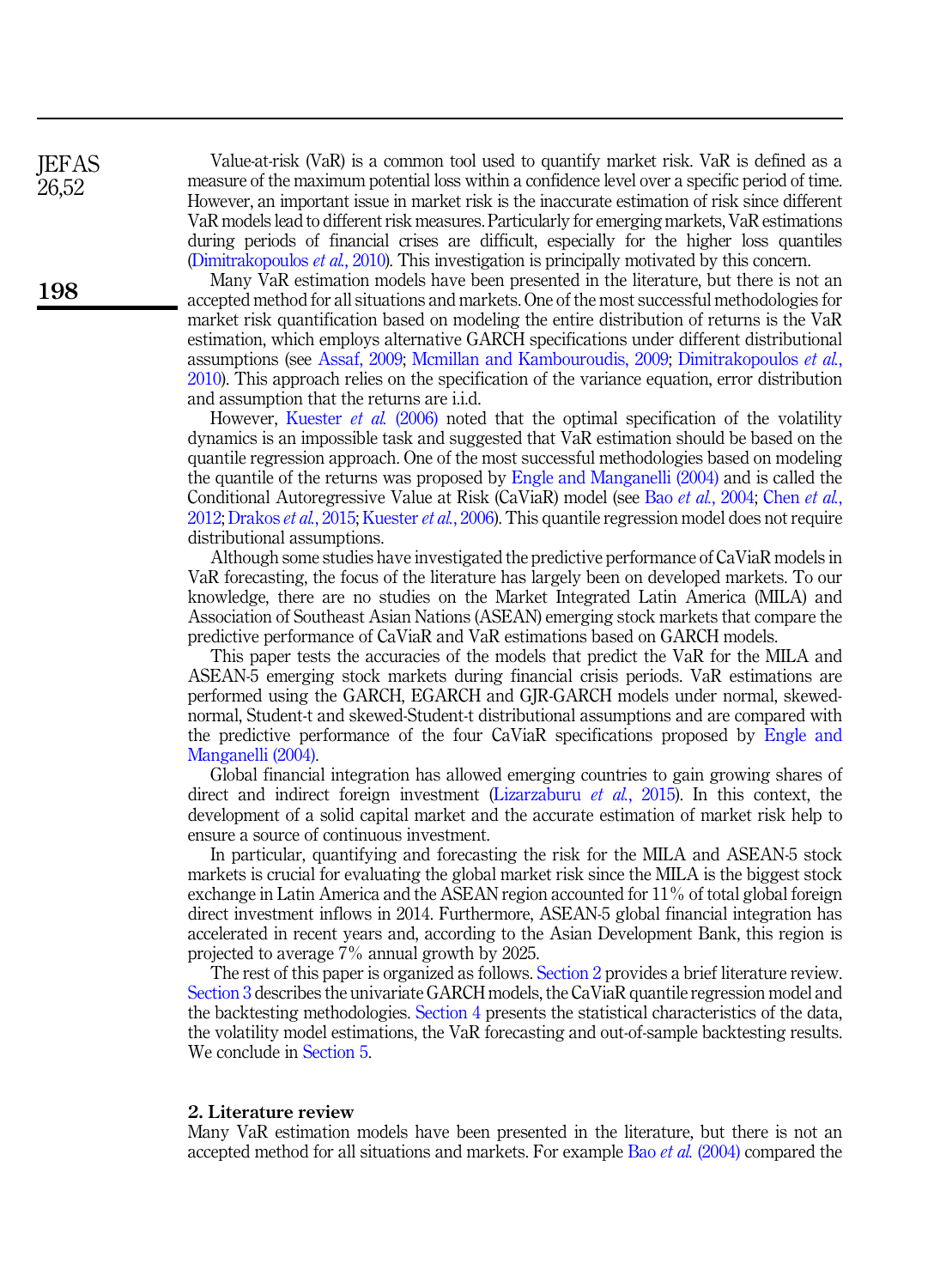Value-at-risk (VaR) is a common tool used to quantify market risk. VaR is defined as a measure of the maximum potential loss within a confidence level over a specific period of time. However, an important issue in market risk is the inaccurate estimation of risk since different VaR models lead to different risk measures. Particularly for emerging markets, VaR estimations during periods of financial crises are difficult, especially for the higher loss quantiles (Dimitrakopoulos *et al.*, 2010). This investigation is principally motivated by this concern.

Many VaR estimation models have been presented in the literature, but there is not an accepted method for all situations and markets. One of the most successful methodologies for market risk quantification based on modeling the entire distribution of returns is the VaR estimation, which employs alternative GARCH specifications under different distributional assumptions (see Assaf, 2009; Mcmillan and Kambouroudis, 2009; Dimitrakopoulos *et al.*, 2010). This approach relies on the specification of the variance equation, error distribution and assumption that the returns are i.i.d.

However, Kuester *et al.* (2006) noted that the optimal specification of the volatility dynamics is an impossible task and suggested that VaR estimation should be based on the quantile regression approach. One of the most successful methodologies based on modeling the quantile of the returns was proposed by Engle and Manganelli (2004) and is called the Conditional Autoregressive Value at Risk (CaViaR) model (see Bao *et al.*, 2004; Chen *et al.*, 2012; Drakos *et al.*, 2015; Kuester *et al.*, 2006). This quantile regression model does not require distributional assumptions.

Although some studies have investigated the predictive performance of CaViaR models in VaR forecasting, the focus of the literature has largely been on developed markets. To our knowledge, there are no studies on the Market Integrated Latin America (MILA) and Association of Southeast Asian Nations (ASEAN) emerging stock markets that compare the predictive performance of CaViaR and VaR estimations based on GARCH models.

This paper tests the accuracies of the models that predict the VaR for the MILA and ASEAN-5 emerging stock markets during financial crisis periods. VaR estimations are performed using the GARCH, EGARCH and GJR-GARCH models under normal, skewed-normal, Student-t and skewed-Student-t distributional assumptions and are compared with the predictive performance of the four CaViaR specifications proposed by Engle and Manganelli (2004).

Global financial integration has allowed emerging countries to gain growing shares of direct and indirect foreign investment (Lizarzaburu *et al.*, 2015). In this context, the development of a solid capital market and the accurate estimation of market risk help to ensure a source of continuous investment.

In particular, quantifying and forecasting the risk for the MILA and ASEAN-5 stock markets is crucial for evaluating the global market risk since the MILA is the biggest stock exchange in Latin America and the ASEAN region accounted for 11% of total global foreign direct investment inflows in 2014. Furthermore, ASEAN-5 global financial integration has accelerated in recent years and, according to the Asian Development Bank, this region is projected to average 7% annual growth by 2025.

The rest of this paper is organized as follows. Section 2 provides a brief literature review. Section 3 describes the univariate GARCH models, the CaViaR quantile regression model and the backtesting methodologies. Section 4 presents the statistical characteristics of the data, the volatility model estimations, the VaR forecasting and out-of-sample backtesting results. We conclude in Section 5.

## 2. Literature review

Many VaR estimation models have been presented in the literature, but there is not an accepted method for all situations and markets. For example Bao *et al.* (2004) compared the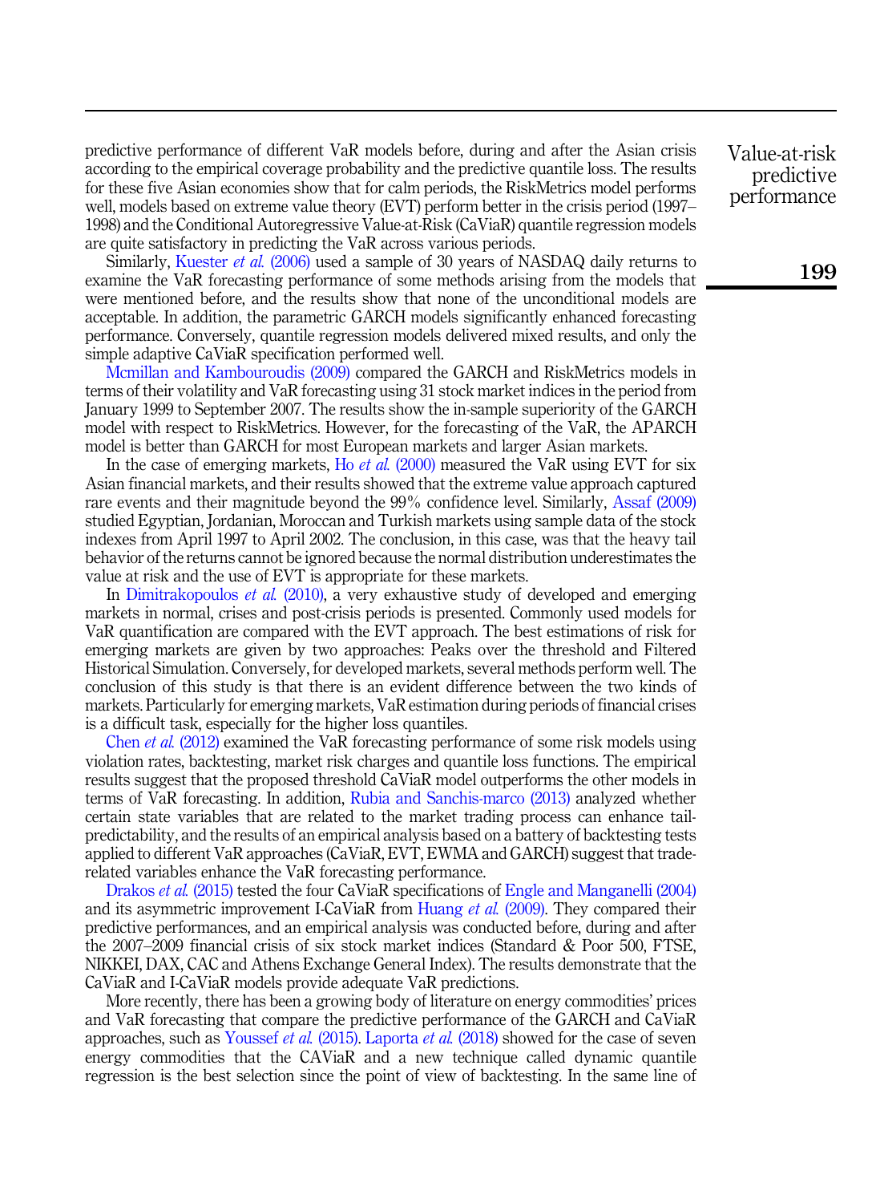predictive performance of different VaR models before, during and after the Asian crisis according to the empirical coverage probability and the predictive quantile loss. The results for these five Asian economies show that for calm periods, the RiskMetrics model performs well, models based on extreme value theory (EVT) perform better in the crisis period (1997–1998) and the Conditional Autoregressive Value-at-Risk (CaViaR) quantile regression models are quite satisfactory in predicting the VaR across various periods.

Similarly, Kuester *et al.* (2006) used a sample of 30 years of NASDAQ daily returns to examine the VaR forecasting performance of some methods arising from the models that were mentioned before, and the results show that none of the unconditional models are acceptable. In addition, the parametric GARCH models significantly enhanced forecasting performance. Conversely, quantile regression models delivered mixed results, and only the simple adaptive CaViaR specification performed well.

Mcmillan and Kambouroudis (2009) compared the GARCH and RiskMetrics models in terms of their volatility and VaR forecasting using 31 stock market indices in the period from January 1999 to September 2007. The results show the in-sample superiority of the GARCH model with respect to RiskMetrics. However, for the forecasting of the VaR, the APARCH model is better than GARCH for most European markets and larger Asian markets.

In the case of emerging markets, Ho *et al.* (2000) measured the VaR using EVT for six Asian financial markets, and their results showed that the extreme value approach captured rare events and their magnitude beyond the 99% confidence level. Similarly, Assaf (2009) studied Egyptian, Jordanian, Moroccan and Turkish markets using sample data of the stock indexes from April 1997 to April 2002. The conclusion, in this case, was that the heavy tail behavior of the returns cannot be ignored because the normal distribution underestimates the value at risk and the use of EVT is appropriate for these markets.

In Dimitrakopoulos *et al.* (2010), a very exhaustive study of developed and emerging markets in normal, crises and post-crisis periods is presented. Commonly used models for VaR quantification are compared with the EVT approach. The best estimations of risk for emerging markets are given by two approaches: Peaks over the threshold and Filtered Historical Simulation. Conversely, for developed markets, several methods perform well. The conclusion of this study is that there is an evident difference between the two kinds of markets. Particularly for emerging markets, VaR estimation during periods of financial crises is a difficult task, especially for the higher loss quantiles.

Chen *et al.* (2012) examined the VaR forecasting performance of some risk models using violation rates, backtesting, market risk charges and quantile loss functions. The empirical results suggest that the proposed threshold CaViaR model outperforms the other models in terms of VaR forecasting. In addition, Rubia and Sanchis-marco (2013) analyzed whether certain state variables that are related to the market trading process can enhance tail-predictability, and the results of an empirical analysis based on a battery of backtesting tests applied to different VaR approaches (CaViaR, EVT, EWMA and GARCH) suggest that trade-related variables enhance the VaR forecasting performance.

Drakos *et al.* (2015) tested the four CaViaR specifications of Engle and Manganelli (2004) and its asymmetric improvement I-CaViaR from Huang *et al.* (2009). They compared their predictive performances, and an empirical analysis was conducted before, during and after the 2007–2009 financial crisis of six stock market indices (Standard & Poor 500, FTSE, NIKKEI, DAX, CAC and Athens Exchange General Index). The results demonstrate that the CaViaR and I-CaViaR models provide adequate VaR predictions.

More recently, there has been a growing body of literature on energy commodities' prices and VaR forecasting that compare the predictive performance of the GARCH and CaViaR approaches, such as Youssef *et al.* (2015). Laporta *et al.* (2018) showed for the case of seven energy commodities that the CAViaR and a new technique called dynamic quantile regression is the best selection since the point of view of backtesting. In the same line of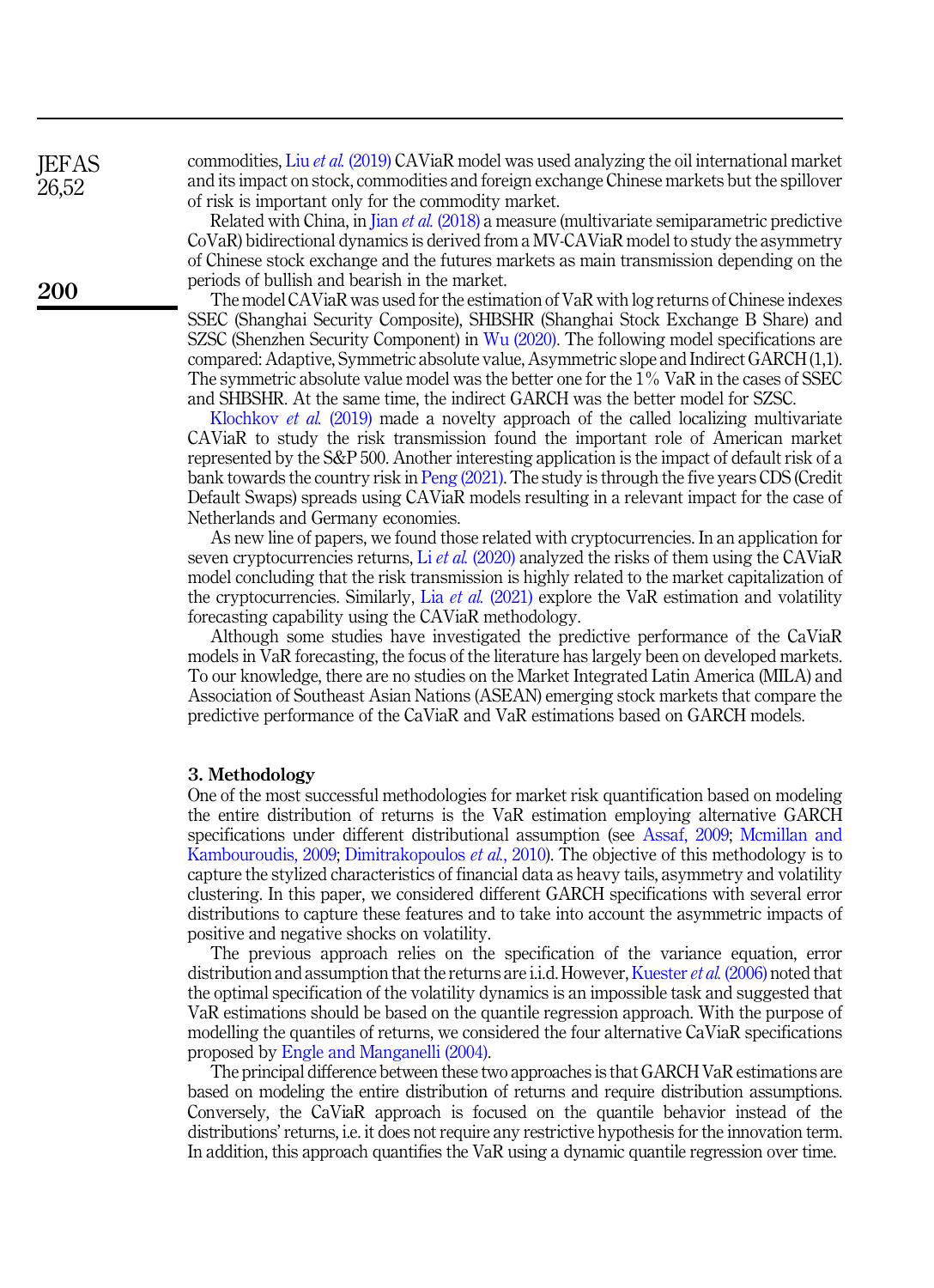commodities, Liu *et al.* (2019) CAViaR model was used analyzing the oil international market and its impact on stock, commodities and foreign exchange Chinese markets but the spillover of risk is important only for the commodity market.

Related with China, in Jian *et al.* (2018) a measure (multivariate semiparametric predictive CoVaR) bidirectional dynamics is derived from a MV-CAViaR model to study the asymmetry of Chinese stock exchange and the futures markets as main transmission depending on the periods of bullish and bearish in the market.

The model CAViaR was used for the estimation of VaR with log returns of Chinese indexes SSEC (Shanghai Security Composite), SHBSHR (Shanghai Stock Exchange B Share) and SZSC (Shenzhen Security Component) in Wu (2020). The following model specifications are compared: Adaptive, Symmetric absolute value, Asymmetric slope and Indirect GARCH (1,1). The symmetric absolute value model was the better one for the 1% VaR in the cases of SSEC and SHBSHR. At the same time, the indirect GARCH was the better model for SZSC.

Klochkov *et al.* (2019) made a novelty approach of the called localizing multivariate CAViaR to study the risk transmission found the important role of American market represented by the S&P 500. Another interesting application is the impact of default risk of a bank towards the country risk in Peng (2021). The study is through the five years CDS (Credit Default Swaps) spreads using CAViaR models resulting in a relevant impact for the case of Netherlands and Germany economies.

As new line of papers, we found those related with cryptocurrencies. In an application for seven cryptocurrencies returns, Li *et al.* (2020) analyzed the risks of them using the CAViaR model concluding that the risk transmission is highly related to the market capitalization of the cryptocurrencies. Similarly, Lia *et al.* (2021) explore the VaR estimation and volatility forecasting capability using the CAViaR methodology.

Although some studies have investigated the predictive performance of the CaViaR models in VaR forecasting, the focus of the literature has largely been on developed markets. To our knowledge, there are no studies on the Market Integrated Latin America (MILA) and Association of Southeast Asian Nations (ASEAN) emerging stock markets that compare the predictive performance of the CaViaR and VaR estimations based on GARCH models.

## 3. Methodology

One of the most successful methodologies for market risk quantification based on modeling the entire distribution of returns is the VaR estimation employing alternative GARCH specifications under different distributional assumption (see Assaf, 2009; Mcmillan and Kambouroudis, 2009; Dimitrakopoulos *et al.*, 2010). The objective of this methodology is to capture the stylized characteristics of financial data as heavy tails, asymmetry and volatility clustering. In this paper, we considered different GARCH specifications with several error distributions to capture these features and to take into account the asymmetric impacts of positive and negative shocks on volatility.

The previous approach relies on the specification of the variance equation, error distribution and assumption that the returns are i.i.d. However, Kuester *et al.* (2006) noted that the optimal specification of the volatility dynamics is an impossible task and suggested that VaR estimations should be based on the quantile regression approach. With the purpose of modelling the quantiles of returns, we considered the four alternative CaViaR specifications proposed by Engle and Manganelli (2004).

The principal difference between these two approaches is that GARCH VaR estimations are based on modeling the entire distribution of returns and require distribution assumptions. Conversely, the CaViaR approach is focused on the quantile behavior instead of the distributions' returns, i.e. it does not require any restrictive hypothesis for the innovation term. In addition, this approach quantifies the VaR using a dynamic quantile regression over time.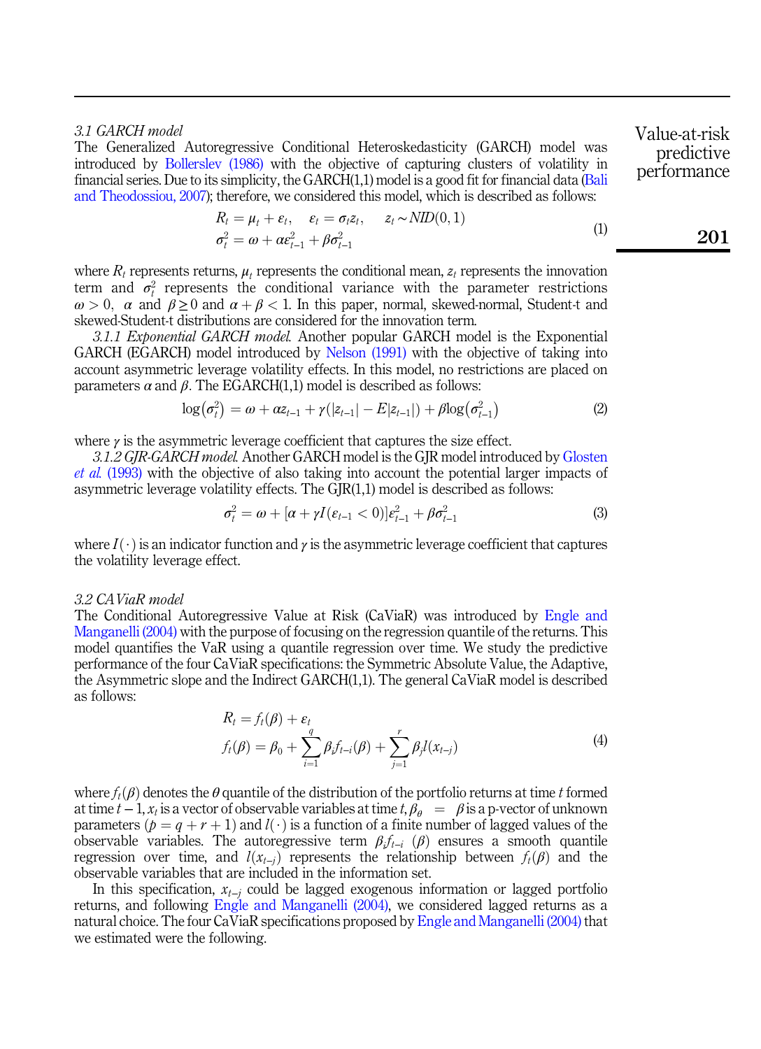### 3.1 GARCH model

The Generalized Autoregressive Conditional Heteroskedasticity (GARCH) model was introduced by Bollerslev (1986) with the objective of capturing clusters of volatility in financial series. Due to its simplicity, the GARCH(1,1) model is a good fit for financial data (Bali and Theodossiou, 2007); therefore, we considered this model, which is described as follows:

$$
\begin{aligned}
R_t &= \mu_t + \varepsilon_t, \quad \varepsilon_t = \sigma_t z_t, \quad z_t \sim NID(0,1) \\
\sigma_t^2 &= \omega + \alpha \varepsilon_{t-1}^2 + \beta \sigma_{t-1}^2
\end{aligned}
\tag{1}
$$

where $R_t$ represents returns, $\mu_t$ represents the conditional mean, $z_t$ represents the innovation term and $\sigma_t^2$ represents the conditional variance with the parameter restrictions $\omega > 0$, $\alpha$ and $\beta \geq 0$ and $\alpha + \beta < 1$. In this paper, normal, skewed-normal, Student-t and skewed-Student-t distributions are considered for the innovation term.

*3.1.1 Exponential GARCH model.* Another popular GARCH model is the Exponential GARCH (EGARCH) model introduced by Nelson (1991) with the objective of taking into account asymmetric leverage volatility effects. In this model, no restrictions are placed on parameters $\alpha$ and $\beta$. The EGARCH(1,1) model is described as follows:

$$
\log(\sigma_t^2) = \omega + \alpha z_{t-1} + \gamma(|z_{t-1}| - E|z_{t-1}|) + \beta \log(\sigma_{t-1}^2) \tag{2}
$$

where $\gamma$ is the asymmetric leverage coefficient that captures the size effect.

*3.1.2 GJR-GARCH model.* Another GARCH model is the GJR model introduced by Glosten *et al.* (1993) with the objective of also taking into account the potential larger impacts of asymmetric leverage volatility effects. The GJR(1,1) model is described as follows:

$$
\sigma_t^2 = \omega + [\alpha + \gamma I(\varepsilon_{t-1} < 0)]\varepsilon_{t-1}^2 + \beta \sigma_{t-1}^2 \tag{3}
$$

where $I(\cdot)$ is an indicator function and $\gamma$ is the asymmetric leverage coefficient that captures the volatility leverage effect.

### 3.2 CAViaR model

The Conditional Autoregressive Value at Risk (CaViaR) was introduced by Engle and Manganelli (2004) with the purpose of focusing on the regression quantile of the returns. This model quantifies the VaR using a quantile regression over time. We study the predictive performance of the four CaViaR specifications: the Symmetric Absolute Value, the Adaptive, the Asymmetric slope and the Indirect GARCH(1,1). The general CaViaR model is described as follows:

$$
\begin{aligned}
R_t &= f_t(\beta) + \varepsilon_t \\
f_t(\beta) &= \beta_0 + \sum_{i=1}^{q} \beta_i f_{t-i}(\beta) + \sum_{j=1}^{r} \beta_j l(x_{t-j})
\end{aligned}
\tag{4}
$$

where $f_t(\beta)$ denotes the $\theta$ quantile of the distribution of the portfolio returns at time $t$ formed at time $t-1$, $x_t$ is a vector of observable variables at time $t$, $\beta_\theta = \beta$ is a p-vector of unknown parameters ($p = q + r + 1$) and $l(\cdot)$ is a function of a finite number of lagged values of the observable variables. The autoregressive term $\beta_i f_{t-i}(\beta)$ ensures a smooth quantile regression over time, and $l(x_{t-j})$ represents the relationship between $f_t(\beta)$ and the observable variables that are included in the information set.

In this specification, $x_{t-j}$ could be lagged exogenous information or lagged portfolio returns, and following Engle and Manganelli (2004), we considered lagged returns as a natural choice. The four CaViaR specifications proposed by Engle and Manganelli (2004) that we estimated were the following.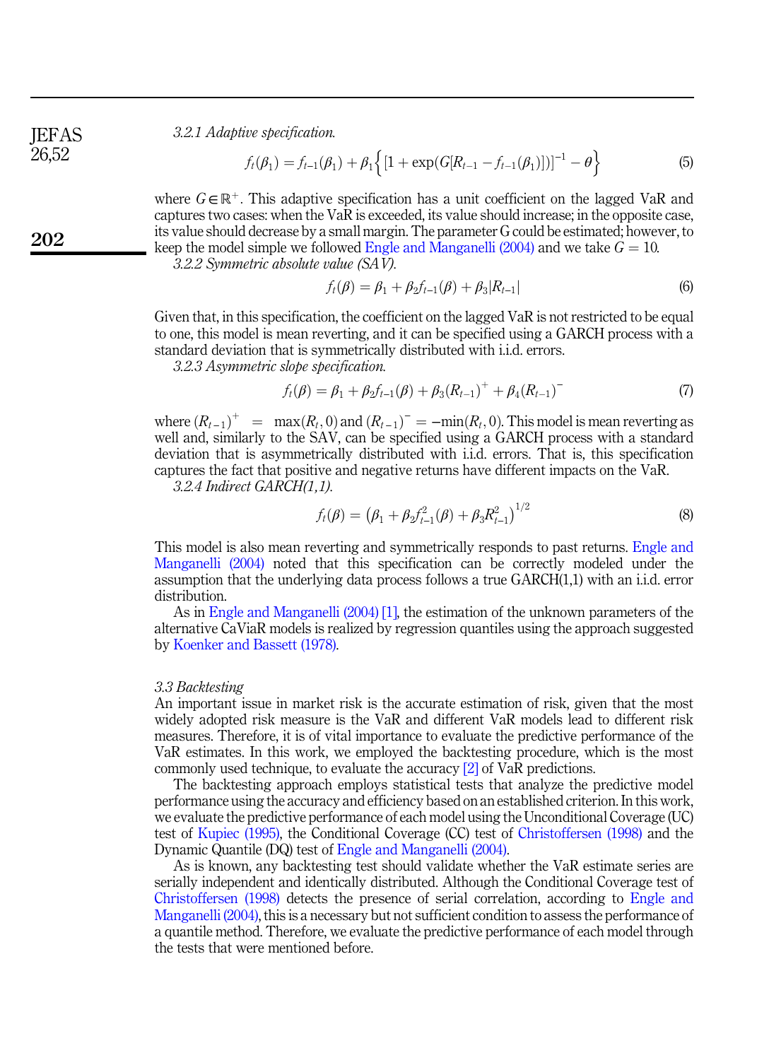*3.2.1 Adaptive specification.*

$$f_t(\beta_1) = f_{t-1}(\beta_1) + \beta_1\left\{[1 + \exp(G[R_{t-1} - f_{t-1}(\beta_1)])]^{-1} - \theta\right\} \tag{5}$$

where $G \in \mathbb{R}^+$. This adaptive specification has a unit coefficient on the lagged VaR and captures two cases: when the VaR is exceeded, its value should increase; in the opposite case, its value should decrease by a small margin. The parameter G could be estimated; however, to keep the model simple we followed Engle and Manganelli (2004) and we take $G = 10$.

*3.2.2 Symmetric absolute value (SAV).*

$$f_t(\beta) = \beta_1 + \beta_2 f_{t-1}(\beta) + \beta_3 |R_{t-1}| \tag{6}$$

Given that, in this specification, the coefficient on the lagged VaR is not restricted to be equal to one, this model is mean reverting, and it can be specified using a GARCH process with a standard deviation that is symmetrically distributed with i.i.d. errors.

*3.2.3 Asymmetric slope specification.*

$$f_t(\beta) = \beta_1 + \beta_2 f_{t-1}(\beta) + \beta_3 (R_{t-1})^+ + \beta_4 (R_{t-1})^- \tag{7}$$

where $(R_{t-1})^+ = \max(R_t, 0)$ and $(R_{t-1})^- = -\min(R_t, 0)$. This model is mean reverting as well and, similarly to the SAV, can be specified using a GARCH process with a standard deviation that is asymmetrically distributed with i.i.d. errors. That is, this specification captures the fact that positive and negative returns have different impacts on the VaR.

*3.2.4 Indirect GARCH(1,1).*

$$f_t(\beta) = \left(\beta_1 + \beta_2 f_{t-1}^2(\beta) + \beta_3 R_{t-1}^2\right)^{1/2} \tag{8}$$

This model is also mean reverting and symmetrically responds to past returns. Engle and Manganelli (2004) noted that this specification can be correctly modeled under the assumption that the underlying data process follows a true GARCH(1,1) with an i.i.d. error distribution.

As in Engle and Manganelli (2004) [1], the estimation of the unknown parameters of the alternative CaViaR models is realized by regression quantiles using the approach suggested by Koenker and Bassett (1978).

### *3.3 Backtesting*

An important issue in market risk is the accurate estimation of risk, given that the most widely adopted risk measure is the VaR and different VaR models lead to different risk measures. Therefore, it is of vital importance to evaluate the predictive performance of the VaR estimates. In this work, we employed the backtesting procedure, which is the most commonly used technique, to evaluate the accuracy [2] of VaR predictions.

The backtesting approach employs statistical tests that analyze the predictive model performance using the accuracy and efficiency based on an established criterion. In this work, we evaluate the predictive performance of each model using the Unconditional Coverage (UC) test of Kupiec (1995), the Conditional Coverage (CC) test of Christoffersen (1998) and the Dynamic Quantile (DQ) test of Engle and Manganelli (2004).

As is known, any backtesting test should validate whether the VaR estimate series are serially independent and identically distributed. Although the Conditional Coverage test of Christoffersen (1998) detects the presence of serial correlation, according to Engle and Manganelli (2004), this is a necessary but not sufficient condition to assess the performance of a quantile method. Therefore, we evaluate the predictive performance of each model through the tests that were mentioned before.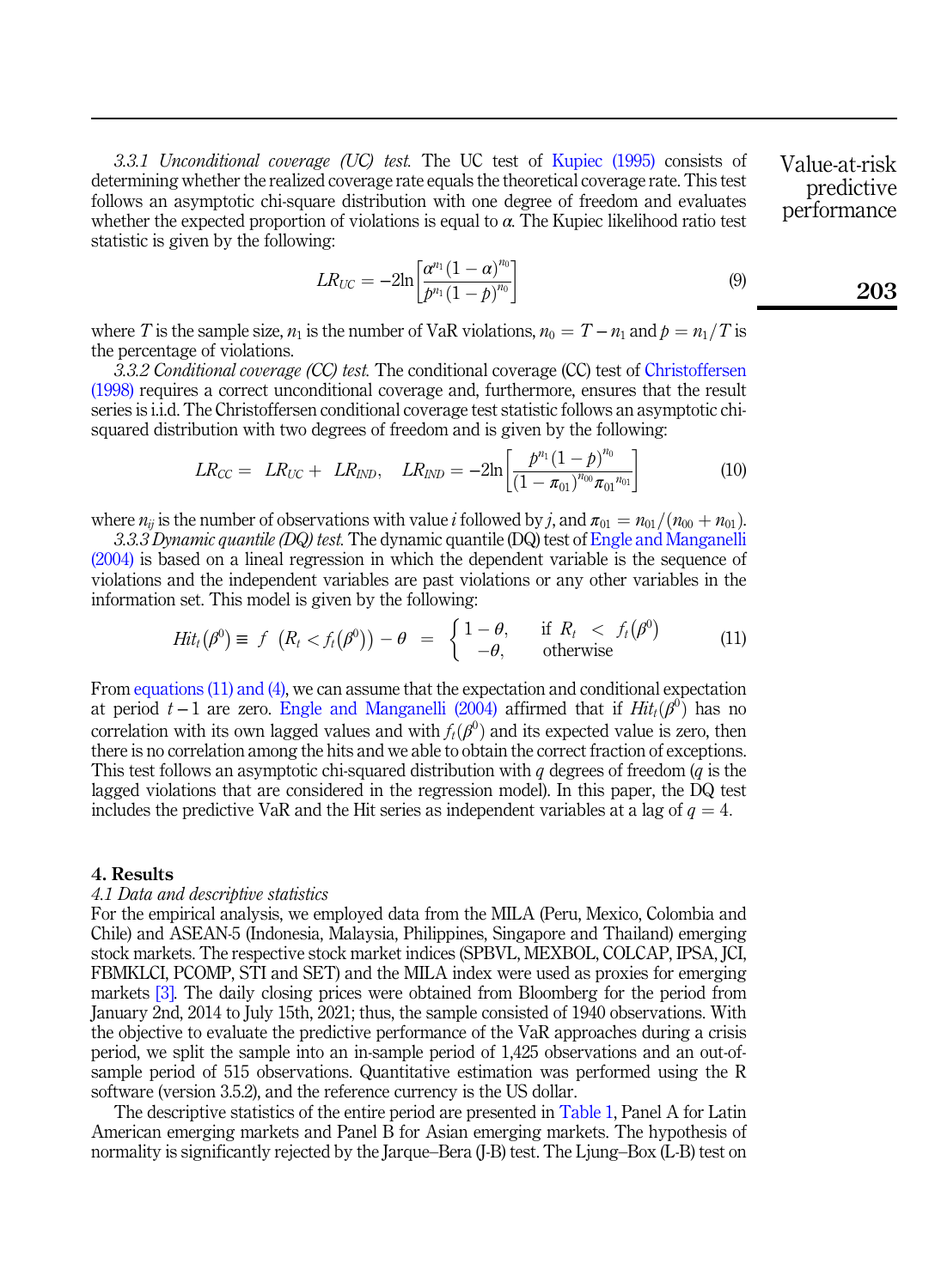*3.3.1 Unconditional coverage (UC) test.* The UC test of Kupiec (1995) consists of determining whether the realized coverage rate equals the theoretical coverage rate. This test follows an asymptotic chi-square distribution with one degree of freedom and evaluates whether the expected proportion of violations is equal to $\alpha$. The Kupiec likelihood ratio test statistic is given by the following:

$$LR_{UC} = -2\ln\left[\frac{\alpha^{n_1}(1-\alpha)^{n_0}}{p^{n_1}(1-p)^{n_0}}\right] \tag{9}$$

where $T$ is the sample size, $n_1$ is the number of VaR violations, $n_0 = T - n_1$ and $p = n_1/T$ is the percentage of violations.

*3.3.2 Conditional coverage (CC) test.* The conditional coverage (CC) test of Christoffersen (1998) requires a correct unconditional coverage and, furthermore, ensures that the result series is i.i.d. The Christoffersen conditional coverage test statistic follows an asymptotic chi-squared distribution with two degrees of freedom and is given by the following:

$$LR_{CC} = LR_{UC} + LR_{IND}, \quad LR_{IND} = -2\ln\left[\frac{p^{n_1}(1-p)^{n_0}}{(1-\pi_{01})^{n_{00}}\pi_{01}{}^{n_{01}}}\right] \tag{10}$$

where $n_{ij}$ is the number of observations with value $i$ followed by $j$, and $\pi_{01} = n_{01}/(n_{00} + n_{01})$.

*3.3.3 Dynamic quantile (DQ) test.* The dynamic quantile (DQ) test of Engle and Manganelli (2004) is based on a lineal regression in which the dependent variable is the sequence of violations and the independent variables are past violations or any other variables in the information set. This model is given by the following:

$$Hit_t(\beta^0) \equiv f\ \left(R_t < f_t(\beta^0)\right) - \theta \ = \begin{cases} 1-\theta, & \text{if } R_t \ < \ f_t(\beta^0) \\ -\theta, & \text{otherwise} \end{cases} \tag{11}$$

From equations (11) and (4), we can assume that the expectation and conditional expectation at period $t-1$ are zero. Engle and Manganelli (2004) affirmed that if $Hit_t(\beta^0)$ has no correlation with its own lagged values and with $f_t(\beta^0)$ and its expected value is zero, then there is no correlation among the hits and we able to obtain the correct fraction of exceptions. This test follows an asymptotic chi-squared distribution with $q$ degrees of freedom ($q$ is the lagged violations that are considered in the regression model). In this paper, the DQ test includes the predictive VaR and the Hit series as independent variables at a lag of $q = 4$.

## 4. Results

### *4.1 Data and descriptive statistics*

For the empirical analysis, we employed data from the MILA (Peru, Mexico, Colombia and Chile) and ASEAN-5 (Indonesia, Malaysia, Philippines, Singapore and Thailand) emerging stock markets. The respective stock market indices (SPBVL, MEXBOL, COLCAP, IPSA, JCI, FBMKLCI, PCOMP, STI and SET) and the MILA index were used as proxies for emerging markets [3]. The daily closing prices were obtained from Bloomberg for the period from January 2nd, 2014 to July 15th, 2021; thus, the sample consisted of 1940 observations. With the objective to evaluate the predictive performance of the VaR approaches during a crisis period, we split the sample into an in-sample period of 1,425 observations and an out-of-sample period of 515 observations. Quantitative estimation was performed using the R software (version 3.5.2), and the reference currency is the US dollar.

The descriptive statistics of the entire period are presented in Table 1, Panel A for Latin American emerging markets and Panel B for Asian emerging markets. The hypothesis of normality is significantly rejected by the Jarque–Bera (J-B) test. The Ljung–Box (L-B) test on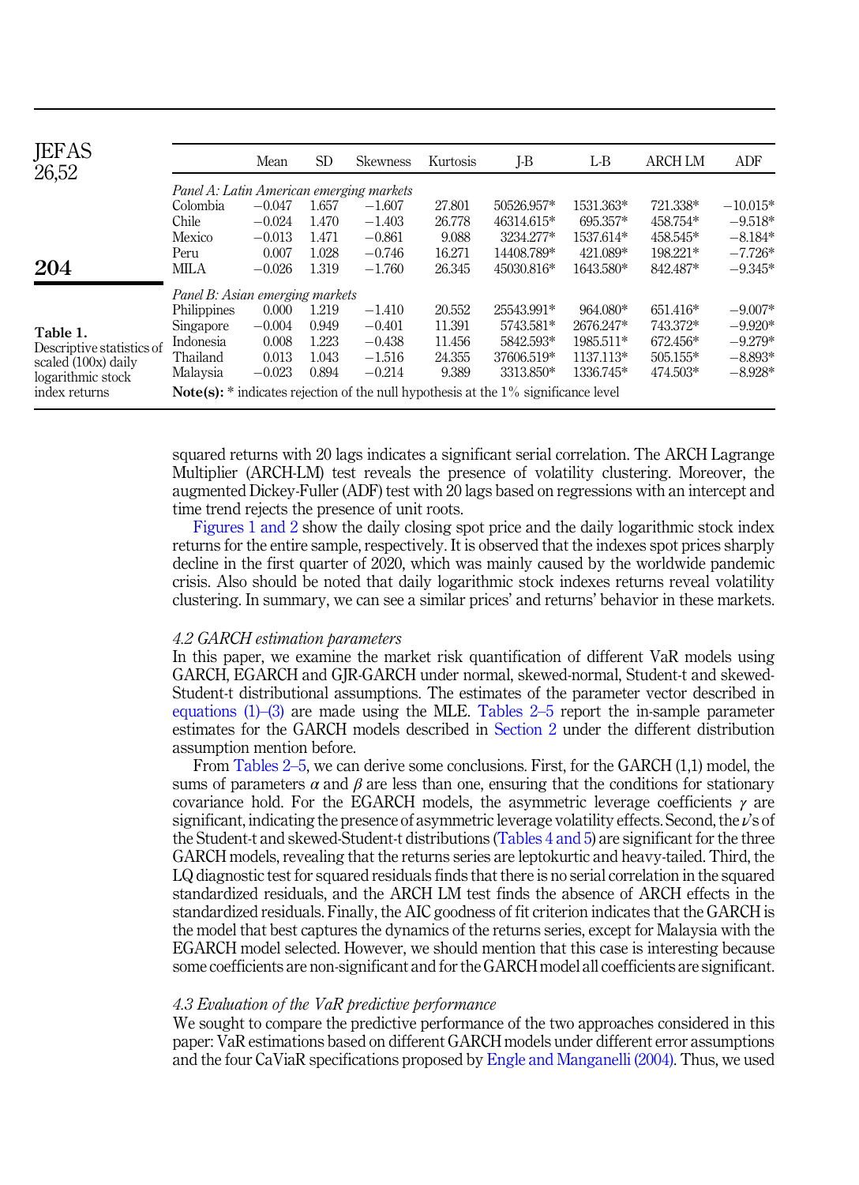**Table 1.** Descriptive statistics of scaled (100x) daily logarithmic stock index returns

| | Mean | SD | Skewness | Kurtosis | J-B | L-B | ARCH LM | ADF |
|---|---|---|---|---|---|---|---|---|
| *Panel A: Latin American emerging markets* | | | | | | | | |
| Colombia | −0.047 | 1.657 | −1.607 | 27.801 | 50526.957* | 1531.363* | 721.338* | −10.015* |
| Chile | −0.024 | 1.470 | −1.403 | 26.778 | 46314.615* | 695.357* | 458.754* | −9.518* |
| Mexico | −0.013 | 1.471 | −0.861 | 9.088 | 3234.277* | 1537.614* | 458.545* | −8.184* |
| Peru | 0.007 | 1.028 | −0.746 | 16.271 | 14408.789* | 421.089* | 198.221* | −7.726* |
| MILA | −0.026 | 1.319 | −1.760 | 26.345 | 45030.816* | 1643.580* | 842.487* | −9.345* |
| *Panel B: Asian emerging markets* | | | | | | | | |
| Philippines | 0.000 | 1.219 | −1.410 | 20.552 | 25543.991* | 964.080* | 651.416* | −9.007* |
| Singapore | −0.004 | 0.949 | −0.401 | 11.391 | 5743.581* | 2676.247* | 743.372* | −9.920* |
| Indonesia | 0.008 | 1.223 | −0.438 | 11.456 | 5842.593* | 1985.511* | 672.456* | −9.279* |
| Thailand | 0.013 | 1.043 | −1.516 | 24.355 | 37606.519* | 1137.113* | 505.155* | −8.893* |
| Malaysia | −0.023 | 0.894 | −0.214 | 9.389 | 3313.850* | 1336.745* | 474.503* | −8.928* |

**Note(s):** * indicates rejection of the null hypothesis at the 1% significance level

squared returns with 20 lags indicates a significant serial correlation. The ARCH Lagrange Multiplier (ARCH-LM) test reveals the presence of volatility clustering. Moreover, the augmented Dickey-Fuller (ADF) test with 20 lags based on regressions with an intercept and time trend rejects the presence of unit roots.

Figures 1 and 2 show the daily closing spot price and the daily logarithmic stock index returns for the entire sample, respectively. It is observed that the indexes spot prices sharply decline in the first quarter of 2020, which was mainly caused by the worldwide pandemic crisis. Also should be noted that daily logarithmic stock indexes returns reveal volatility clustering. In summary, we can see a similar prices' and returns' behavior in these markets.

### 4.2 GARCH estimation parameters

In this paper, we examine the market risk quantification of different VaR models using GARCH, EGARCH and GJR-GARCH under normal, skewed-normal, Student-t and skewed-Student-t distributional assumptions. The estimates of the parameter vector described in equations (1)–(3) are made using the MLE. Tables 2–5 report the in-sample parameter estimates for the GARCH models described in Section 2 under the different distribution assumption mention before.

From Tables 2–5, we can derive some conclusions. First, for the GARCH (1,1) model, the sums of parameters $\alpha$ and $\beta$ are less than one, ensuring that the conditions for stationary covariance hold. For the EGARCH models, the asymmetric leverage coefficients $\gamma$ are significant, indicating the presence of asymmetric leverage volatility effects. Second, the $\nu$'s of the Student-t and skewed-Student-t distributions (Tables 4 and 5) are significant for the three GARCH models, revealing that the returns series are leptokurtic and heavy-tailed. Third, the LQ diagnostic test for squared residuals finds that there is no serial correlation in the squared standardized residuals, and the ARCH LM test finds the absence of ARCH effects in the standardized residuals. Finally, the AIC goodness of fit criterion indicates that the GARCH is the model that best captures the dynamics of the returns series, except for Malaysia with the EGARCH model selected. However, we should mention that this case is interesting because some coefficients are non-significant and for the GARCH model all coefficients are significant.

### 4.3 Evaluation of the VaR predictive performance

We sought to compare the predictive performance of the two approaches considered in this paper: VaR estimations based on different GARCH models under different error assumptions and the four CaViaR specifications proposed by Engle and Manganelli (2004). Thus, we used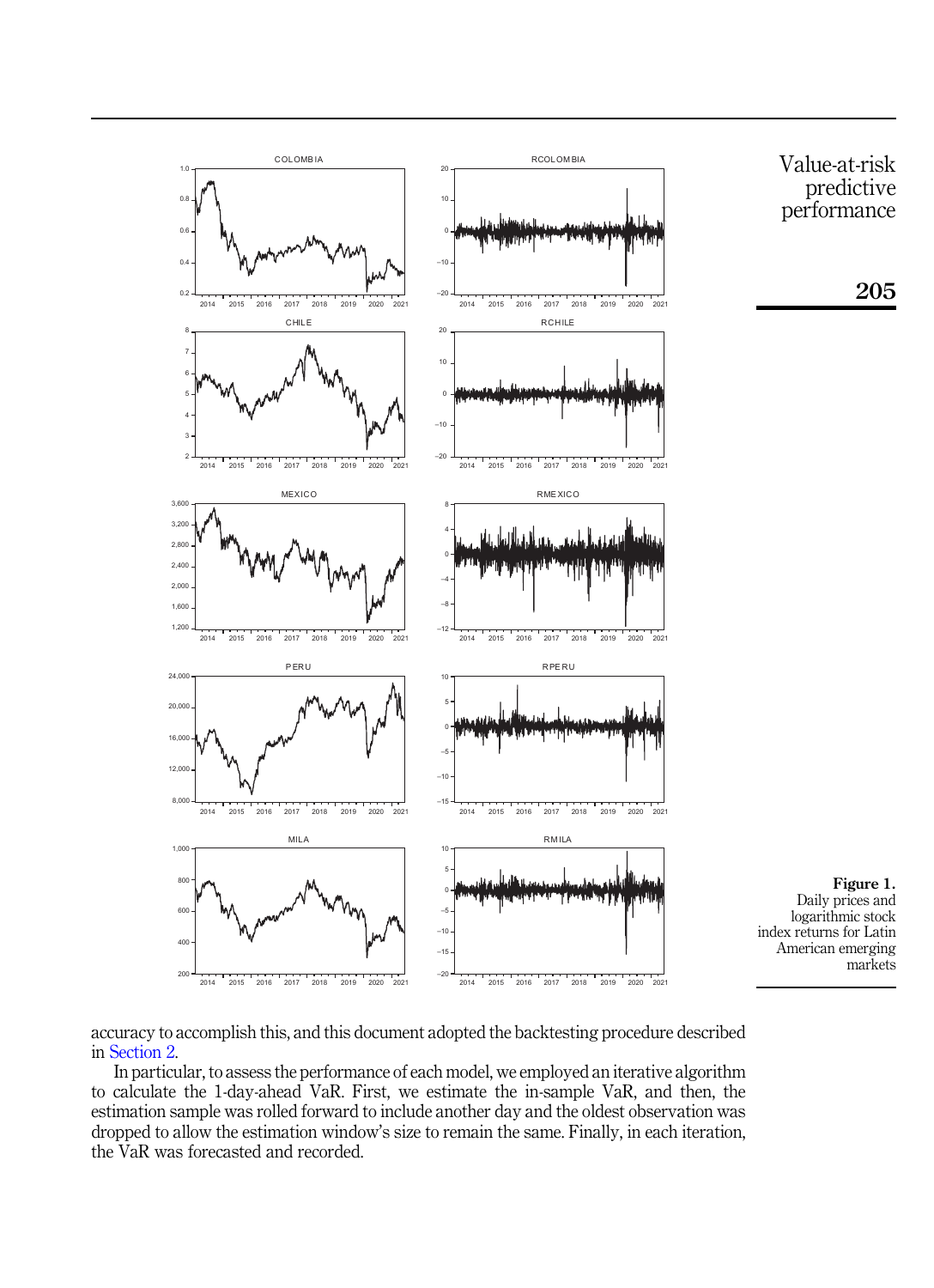**Figure 1.** Daily prices and logarithmic stock index returns for Latin American emerging markets

accuracy to accomplish this, and this document adopted the backtesting procedure described in Section 2.

In particular, to assess the performance of each model, we employed an iterative algorithm to calculate the 1-day-ahead VaR. First, we estimate the in-sample VaR, and then, the estimation sample was rolled forward to include another day and the oldest observation was dropped to allow the estimation window's size to remain the same. Finally, in each iteration, the VaR was forecasted and recorded.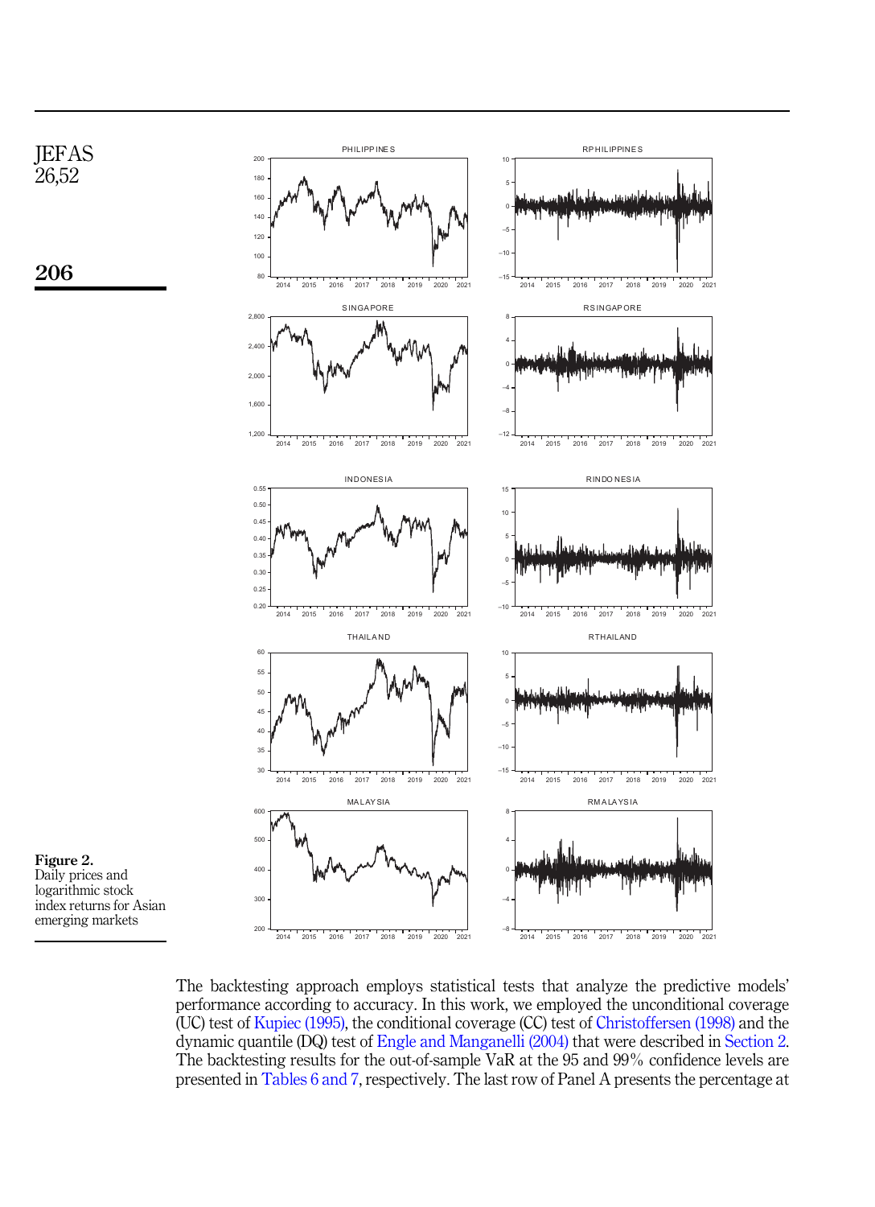Figure 2.
Daily prices and logarithmic stock index returns for Asian emerging markets

The backtesting approach employs statistical tests that analyze the predictive models' performance according to accuracy. In this work, we employed the unconditional coverage (UC) test of Kupiec (1995), the conditional coverage (CC) test of Christoffersen (1998) and the dynamic quantile (DQ) test of Engle and Manganelli (2004) that were described in Section 2. The backtesting results for the out-of-sample VaR at the 95 and 99% confidence levels are presented in Tables 6 and 7, respectively. The last row of Panel A presents the percentage at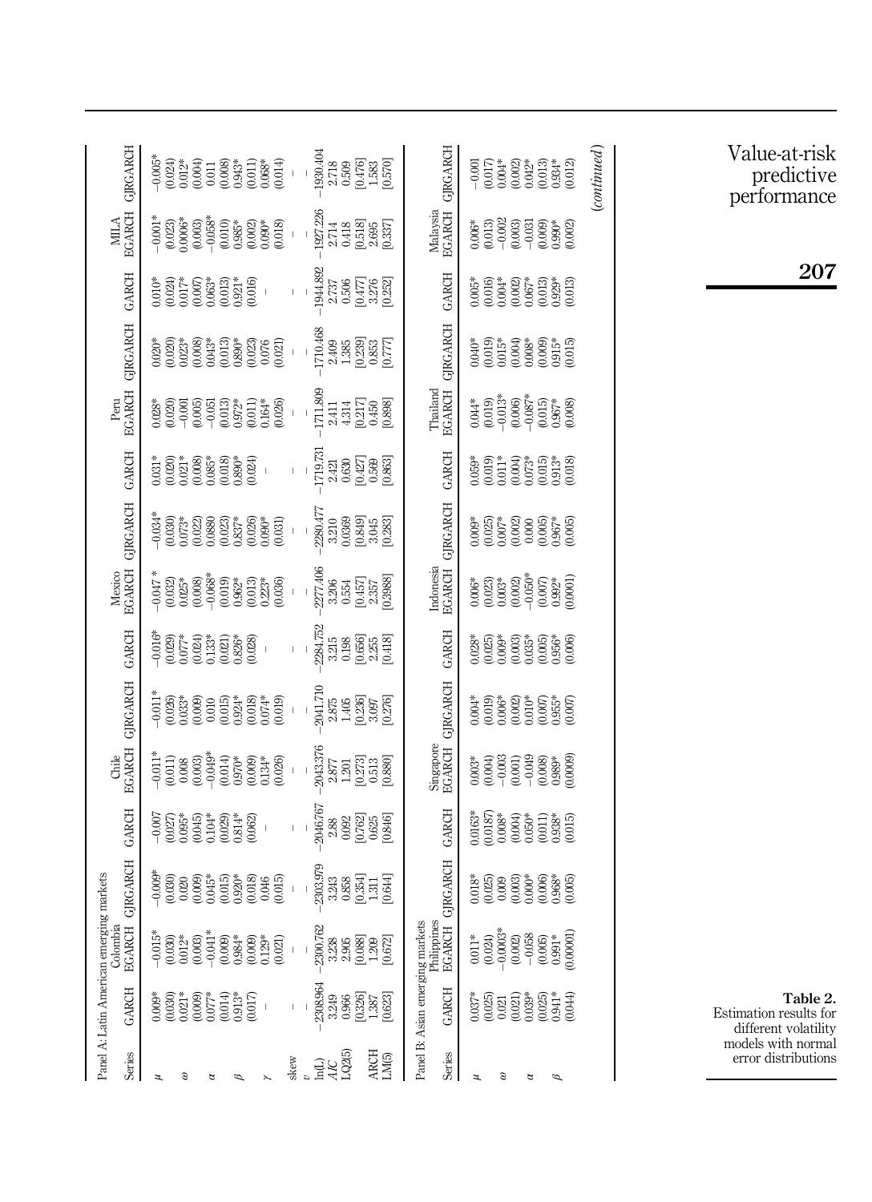Table 2. Estimation results for different volatility models with normal error distributions

Panel A: Latin American emerging markets

| Series | Colombia GARCH | Colombia EGARCH | Colombia GJRGARCH | Chile GARCH | Chile EGARCH | Chile GJRGARCH | Mexico GARCH | Mexico EGARCH | Mexico GJRGARCH | Peru GARCH | Peru EGARCH | Peru GJRGARCH | MILA GARCH | MILA EGARCH | MILA GJRGARCH |
|---|---|---|---|---|---|---|---|---|---|---|---|---|---|---|---|
| $\mu$ | 0.009* | −0.015* | −0.009* | −0.007 | −0.011* | −0.011* | −0.016* | −0.047 * | −0.034* | 0.031* | 0.028* | 0.020* | 0.010* | −0.001* | −0.005* |
| | (0.030) | (0.030) | (0.030) | (0.027) | (0.011) | (0.026) | (0.029) | (0.032) | (0.030) | (0.020) | (0.020) | (0.020) | (0.024) | (0.023) | (0.024) |
| $\omega$ | 0.021* | 0.012* | 0.020 | 0.095* | 0.008 | 0.033* | 0.077* | 0.025* | 0.073* | 0.021* | −0.001 | 0.023* | 0.017* | 0.0006* | 0.012* |
| | (0.009) | (0.003) | (0.009) | (0.045) | (0.003) | (0.009) | (0.024) | (0.008) | (0.022) | (0.008) | (0.005) | (0.008) | (0.007) | (0.003) | (0.004) |
| $\alpha$ | 0.077* | −0.041* | 0.045* | 0.104* | −0.049* | 0.010 | 0.133* | −0.068* | 0.0880 | 0.085* | −0.051 | 0.043* | 0.063* | −0.058* | 0.011 |
| | (0.014) | (0.009) | (0.015) | (0.029) | (0.014) | (0.015) | (0.021) | (0.019) | (0.023) | (0.018) | (0.013) | (0.013) | (0.013) | (0.010) | (0.008) |
| $\beta$ | 0.913* | 0.984* | 0.920* | 0.814* | 0.970* | 0.924* | 0.826* | 0.962* | 0.837* | 0.890* | 0.972* | 0.890* | 0.921* | 0.985* | 0.943* |
| | (0.017) | (0.009) | (0.018) | (0.062) | (0.009) | (0.018) | (0.028) | (0.013) | (0.026) | (0.024) | (0.011) | (0.023) | (0.016) | (0.002) | (0.011) |
| $\gamma$ | – | 0.129* | 0.046 | – | 0.134* | 0.074* | – | 0.223* | 0.090* | – | 0.164* | 0.076 | – | 0.090* | 0.068* |
| | | (0.021) | (0.015) | | (0.026) | (0.019) | | (0.036) | (0.031) | | (0.026) | (0.021) | | (0.018) | (0.014) |
| skew | – | – | – | – | – | – | – | – | – | – | – | – | – | – | – |
| $v$ | – | – | – | – | – | – | – | – | – | – | – | – | – | – | – |
| ln(L) | −2308.964 | −2300.762 | −2303.979 | −2046.767 | −2043.376 | −2041.710 | −2284.752 | −2277.406 | −2280.477 | −1719.731 | −1711.809 | −1710.468 | −1944.892 | −1927.226 | −1930.404 |
| AIC | 3.249 | 3.238 | 3.243 | 2.88 | 2.877 | 2.875 | 3.215 | 3.206 | 3.210 | 2.421 | 2.411 | 2.409 | 2.737 | 2.714 | 2.718 |
| LQ2(5) | 0.966 | 2.905 | 0.858 | 0.092 | 1.201 | 1.405 | 0.198 | 0.554 | 0.0369 | 0.630 | 4.314 | 1.385 | 0.506 | 0.418 | 0.509 |
| | [0.326] | [0.088] | [0.354] | [0.762] | [0.273] | [0.236] | [0.656] | [0.457] | [0.849] | [0.427] | [0.217] | [0.239] | [0.477] | [0.518] | [0.476] |
| ARCH LM(5) | 1.387 | 1.209 | 1.311 | 0.625 | 0.513 | 3.097 | 2.255 | 2.357 | 3.045 | 0.569 | 0.450 | 0.853 | 3.276 | 2.695 | 1.583 |
| | [0.623] | [0.672] | [0.644] | [0.846] | [0.880] | [0.276] | [0.418] | [0.3988] | [0.283] | [0.863] | [0.898] | [0.777] | [0.252] | [0.337] | [0.570] |

Panel B: Asian emerging markets

| Series | Philippines GARCH | Philippines EGARCH | Philippines GJRGARCH | Singapore GARCH | Singapore EGARCH | Singapore GJRGARCH | Indonesia GARCH | Indonesia EGARCH | Indonesia GJRGARCH | Thailand GARCH | Thailand EGARCH | Thailand GJRGARCH | Malaysia GARCH | Malaysia EGARCH | Malaysia GJRGARCH |
|---|---|---|---|---|---|---|---|---|---|---|---|---|---|---|---|
| $\mu$ | 0.037* | 0.011* | 0.018* | 0.0163* | 0.003* | 0.004* | 0.028* | 0.006* | 0.009* | 0.059* | 0.044* | 0.040* | 0.005* | 0.006* | −0.001 |
| | (0.025) | (0.024) | (0.025) | (0.0187) | (0.004) | (0.019) | (0.025) | (0.023) | (0.025) | (0.019) | (0.019) | (0.019) | (0.016) | (0.013) | (0.017) |
| $\omega$ | 0.021 | −0.0003* | 0.009 | 0.008* | −0.003 | 0.006* | 0.009* | 0.003* | 0.007* | 0.011* | −0.013* | 0.015* | 0.004* | −0.002 | 0.004* |
| | (0.021) | (0.002) | (0.003) | (0.004) | (0.001) | (0.002) | (0.003) | (0.002) | (0.002) | (0.004) | (0.006) | (0.004) | (0.002) | (0.003) | (0.002) |
| $\alpha$ | 0.039* | −0.058 | 0.000* | 0.050* | −0.049 | 0.010* | 0.035* | −0.050* | 0.000 | 0.073* | −0.087* | 0.008* | 0.067* | −0.031 | 0.042* |
| | (0.025) | (0.005) | (0.006) | (0.011) | (0.008) | (0.007) | (0.005) | (0.007) | (0.005) | (0.015) | (0.015) | (0.009) | (0.013) | (0.009) | (0.013) |
| $\beta$ | 0.941* | 0.991* | 0.968* | 0.938* | 0.989* | 0.955* | 0.956* | 0.992* | 0.967* | 0.913* | 0.967* | 0.915* | 0.929* | 0.990* | 0.934* |
| | (0.044) | (0.00001) | (0.005) | (0.015) | (0.0009) | (0.007) | (0.006) | (0.0001) | (0.005) | (0.018) | (0.008) | (0.015) | (0.013) | (0.002) | (0.012) |

(continued)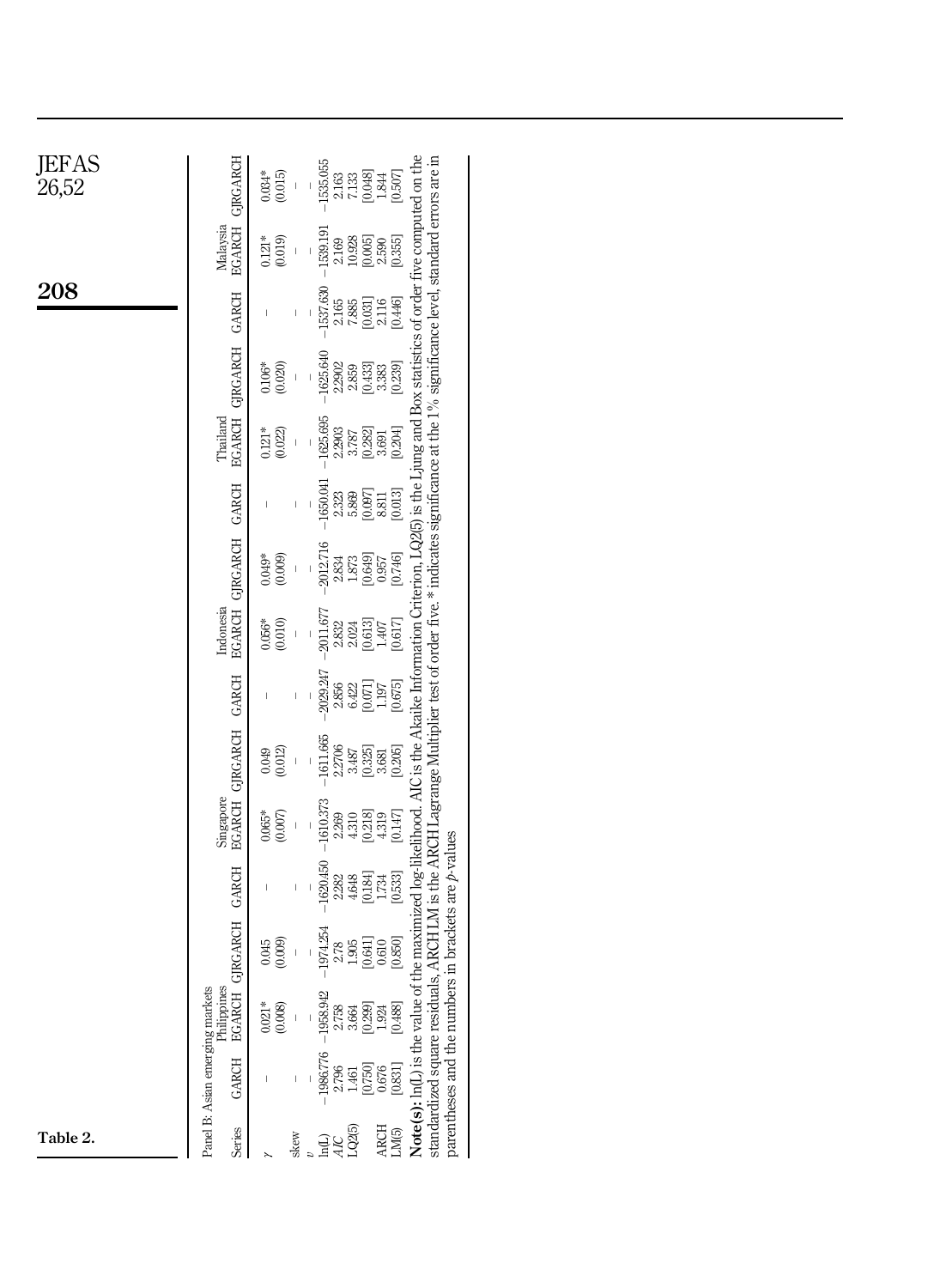Table 2.

| Series | Panel B: Asian emerging markets | | | | | | | | | | | | | | |
|---|---|---|---|---|---|---|---|---|---|---|---|---|---|---|---|
| | Philippines | | | Singapore | | | Indonesia | | | Thailand | | | Malaysia | | |
| | GARCH | EGARCH | GJRGARCH | GARCH | EGARCH | GJRGARCH | GARCH | EGARCH | GJRGARCH | GARCH | EGARCH | GJRGARCH | GARCH | EGARCH | GJRGARCH |
| $\gamma$ | – | 0.021* | 0.045 | – | 0.065* | 0.049 | – | 0.056* | 0.049* | – | 0.121* | 0.106* | – | 0.121* | 0.034* |
| | | (0.008) | (0.009) | | (0.007) | (0.012) | | (0.010) | (0.009) | | (0.022) | (0.020) | | (0.019) | (0.015) |
| skew | – | – | – | – | – | – | – | – | – | – | – | – | – | – | – |
| $v$ | – | – | – | – | – | – | – | – | – | – | – | – | – | – | – |
| ln(L) | −1986.776 | −1958.942 | −1974.254 | −1620.450 | −1610.373 | −1611.665 | −2029.247 | −2011.677 | −2012.716 | −1650.041 | −1625.695 | −1625.640 | −1537.630 | −1539.191 | −1535.055 |
| *AIC* | 2.796 | 2.758 | 2.78 | 2.282 | 2.269 | 2.2706 | 2.856 | 2.832 | 2.834 | 2.323 | 2.2903 | 2.2902 | 2.165 | 2.169 | 2.163 |
| LQ2(5) | 1.461 | 3.664 | 1.905 | 4.648 | 4.310 | 3.487 | 6.422 | 2.024 | 1.873 | 5.869 | 3.787 | 2.859 | 7.885 | 10.928 | 7.133 |
| | [0.750] | [0.299] | [0.641] | [0.184] | [0.218] | [0.325] | [0.071] | [0.613] | [0.649] | [0.097] | [0.282] | [0.433] | [0.031] | [0.005] | [0.048] |
| ARCH LM(5) | 0.676 | 1.924 | 0.610 | 1.734 | 4.319 | 3.681 | 1.197 | 1.407 | 0.957 | 8.811 | 3.691 | 3.383 | 2.116 | 2.590 | 1.844 |
| | [0.831] | [0.488] | [0.850] | [0.533] | [0.147] | [0.205] | [0.675] | [0.617] | [0.746] | [0.013] | [0.204] | [0.239] | [0.446] | [0.355] | [0.507] |

**Note(s):** ln(L) is the value of the maximized log-likelihood. AIC is the Akaike Information Criterion, LQ2(5) is the Ljung and Box statistics of order five computed on the standardized square residuals, ARCH LM is the ARCH Lagrange Multiplier test of order five. * indicates significance at the 1% significance level, standard errors are in parentheses and the numbers in brackets are *p*-values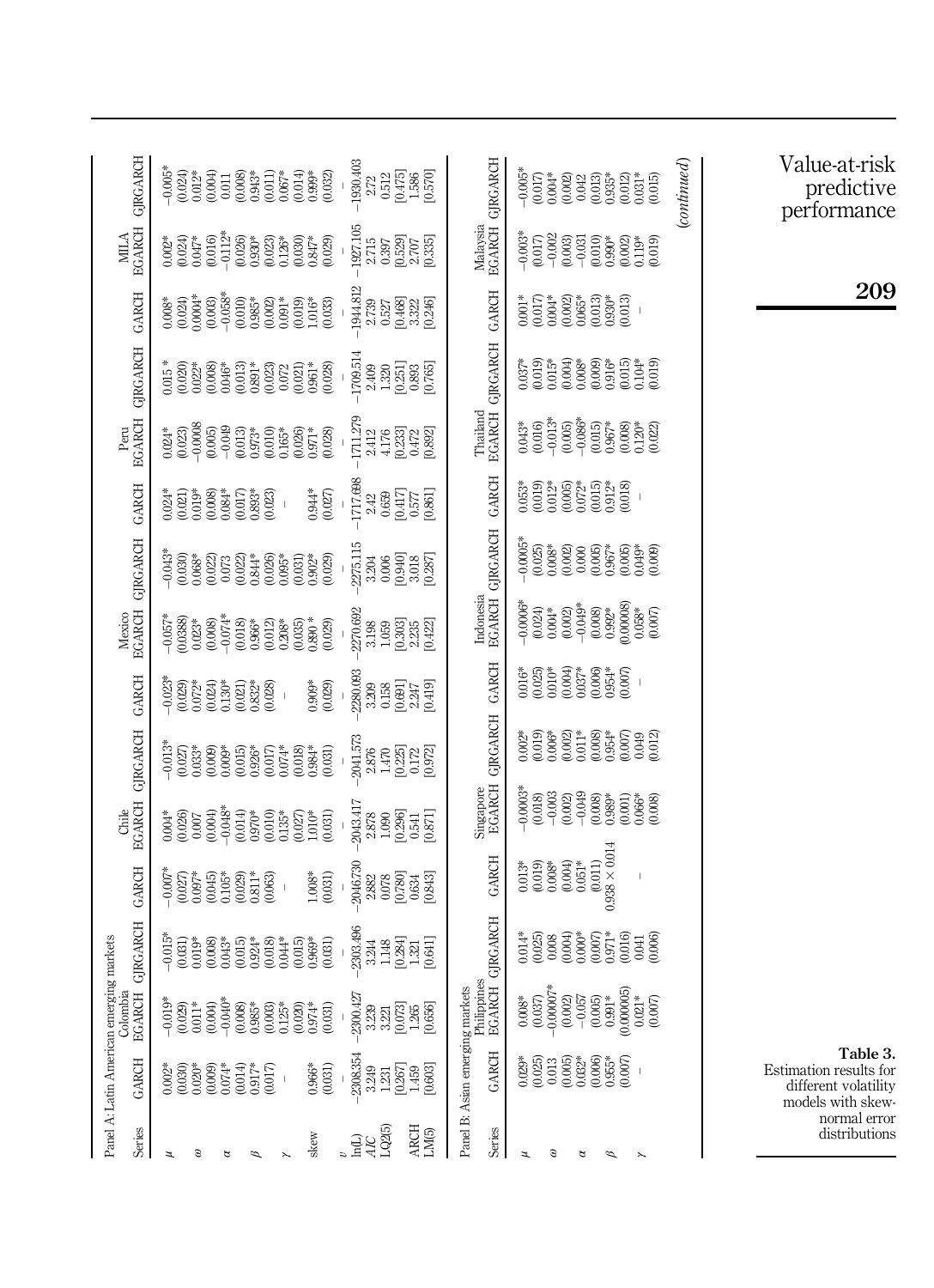**Table 3.** Estimation results for different volatility models with skew-normal error distributions

Panel A: Latin American emerging markets

| Series | Colombia GARCH | Colombia EGARCH | Colombia GJRGARCH | Chile GARCH | Chile EGARCH | Chile GJRGARCH | Mexico GARCH | Mexico EGARCH | Mexico GJRGARCH | Peru GARCH | Peru EGARCH | Peru GJRGARCH | MILA GARCH | MILA EGARCH | MILA GJRGARCH |
|---|---|---|---|---|---|---|---|---|---|---|---|---|---|---|---|
| $\mu$ | 0.002* | −0.019* | −0.015* | −0.007* | 0.004* | −0.013* | −0.023* | −0.057* | −0.043* | 0.024* | 0.024* | 0.015 * | 0.008* | 0.002* | −0.005* |
| | (0.030) | (0.029) | (0.031) | (0.027) | (0.026) | (0.027) | (0.029) | (0.0388) | (0.030) | (0.021) | (0.023) | (0.020) | (0.024) | (0.024) | (0.024) |
| $\omega$ | 0.020* | 0.011* | 0.019* | 0.097* | 0.007 | 0.033* | 0.072* | 0.023* | 0.068* | 0.019* | −0.0008 | 0.022* | 0.0004* | 0.047* | 0.012* |
| | (0.009) | (0.004) | (0.008) | (0.045) | (0.004) | (0.009) | (0.024) | (0.008) | (0.022) | (0.008) | (0.005) | (0.008) | (0.003) | (0.016) | (0.004) |
| $\alpha$ | 0.074* | −0.040* | 0.043* | 0.105* | −0.048* | 0.009* | 0.130* | −0.074* | 0.073 | 0.084* | −0.049 | 0.046* | −0.058* | −0.112* | 0.011 |
| | (0.014) | (0.008) | (0.015) | (0.029) | (0.014) | (0.015) | (0.021) | (0.018) | (0.022) | (0.017) | (0.013) | (0.013) | (0.010) | (0.026) | (0.008) |
| $\beta$ | 0.917* | 0.983* | 0.924* | 0.811* | 0.970* | 0.926* | 0.832* | 0.966* | 0.844* | 0.893* | 0.973* | 0.891* | 0.985* | 0.930* | 0.943* |
| | (0.017) | (0.003) | (0.018) | (0.063) | (0.010) | (0.017) | (0.028) | (0.012) | (0.026) | (0.023) | (0.010) | (0.023) | (0.002) | (0.023) | (0.011) |
| $\gamma$ | – | 0.125* | 0.044* | – | 0.135* | 0.074* | – | 0.208* | 0.095* | – | 0.165* | 0.072 | 0.091* | 0.126* | 0.067* |
| | | (0.020) | (0.015) | | (0.027) | (0.018) | | (0.035) | (0.031) | | (0.026) | (0.021) | (0.019) | (0.030) | (0.014) |
| skew | 0.966* | 0.974* | 0.969* | 1.008* | 1.010* | 0.984* | 0.909* | 0.890 * | 0.902* | 0.944* | 0.971* | 0.961* | 1.016* | 0.847* | 0.999* |
| | (0.031) | (0.031) | (0.031) | (0.031) | (0.031) | (0.031) | (0.029) | (0.029) | (0.029) | (0.027) | (0.028) | (0.028) | (0.033) | (0.029) | (0.032) |
| $v$ | – | – | – | – | – | – | – | – | – | – | – | – | – | – | – |
| ln(L) | −2308.354 | −2300.427 | −2303.496 | −2046.730 | −2043.417 | −2041.573 | −2280.093 | −2270.692 | −2275.115 | −1717.698 | −1711.279 | −1709.514 | −1944.812 | −1927.105 | −1930.403 |
| AIC | 3.249 | 3.239 | 3.244 | 2.882 | 2.878 | 2.876 | 3.209 | 3.198 | 3.204 | 2.42 | 2.412 | 2.409 | 2.739 | 2.715 | 272 |
| LQ2(5) | 1.231 | 3.221 | 1.148 | 0.078 | 1.090 | 1.470 | 0.158 | 1.059 | 0.006 | 0.659 | 4.176 | 1.320 | 0.527 | 0.397 | 0.512 |
| | [0.267] | [0.073] | [0.284] | [0.780] | [0.296] | [0.225] | [0.691] | [0.303] | [0.940] | [0.417] | [0.233] | [0.251] | [0.468] | [0.529] | [0.475] |
| ARCH | 1.459 | 1.265 | 1.321 | 0.634 | 0.541 | 0.172 | 2.247 | 2.235 | 3.018 | 0.577 | 0.472 | 0.893 | 3.322 | 2.707 | 1.586 |
| LM(5) | [0.603] | [0.656] | [0.641] | [0.843] | [0.871] | [0.972] | [0.419] | [0.422] | [0.287] | [0.861] | [0.892] | [0.765] | [0.246] | [0.335] | [0.570] |

Panel B: Asian emerging markets

| Series | Philippines GARCH | Philippines EGARCH | Philippines GJRGARCH | Singapore GARCH | Singapore EGARCH | Singapore GJRGARCH | Indonesia GARCH | Indonesia EGARCH | Indonesia GJRGARCH | Thailand GARCH | Thailand EGARCH | Thailand GJRGARCH | Malaysia GARCH | Malaysia EGARCH | Malaysia GJRGARCH |
|---|---|---|---|---|---|---|---|---|---|---|---|---|---|---|---|
| $\mu$ | 0.029* | 0.008* | 0.014* | 0.013* | −0.0003* | 0.002* | 0.016* | −0.0006* | −0.0005* | 0.053* | 0.043* | 0.037* | 0.001* | −0.003* | −0.005* |
| | (0.025) | (0.037) | (0.025) | (0.019) | (0.018) | (0.019) | (0.025) | (0.024) | (0.025) | (0.019) | (0.016) | (0.019) | (0.017) | (0.017) | (0.017) |
| $\omega$ | 0.013 | −0.00007* | 0.008 | 0.008* | −0.003 | 0.006* | 0.010* | 0.004* | 0.008* | 0.012* | −0.013* | 0.015* | 0.004* | −0.002 | 0.004* |
| | (0.005) | (0.002) | (0.004) | (0.004) | (0.002) | (0.002) | (0.004) | (0.002) | (0.002) | (0.005) | (0.005) | (0.004) | (0.002) | (0.003) | (0.002) |
| $\alpha$ | 0.032* | −0.057 | 0.000* | 0.051* | −0.049 | 0.011* | 0.037* | −0.049* | 0.000 | 0.072* | −0.086* | 0.008* | 0.065* | −0.031 | 0.042 |
| | (0.006) | (0.005) | (0.007) | (0.011) | (0.008) | (0.008) | (0.006) | (0.008) | (0.005) | (0.015) | (0.015) | (0.009) | (0.013) | (0.010) | (0.013) |
| $\beta$ | 0.955* | 0.991* | 0.971* | 0.938 × 0.014 | 0.989* | 0.954* | 0.954* | 0.992* | 0.967* | 0.912* | 0.967* | 0.916* | 0.930* | 0.990* | 0.935* |
| | (0.007) | (0.000005) | (0.016) | | (0.001) | (0.007) | (0.007) | (0.00008) | (0.005) | (0.018) | (0.008) | (0.015) | (0.013) | (0.002) | (0.012) |
| $\gamma$ | – | 0.021* | 0.041 | – | 0.066* | 0.049 | – | 0.058* | 0.049* | – | 0.120* | 0.104* | – | 0.119* | 0.031* |
| | | (0.007) | (0.006) | | (0.008) | (0.012) | | (0.007) | (0.009) | | (0.022) | (0.019) | | (0.019) | (0.015) |

(*continued*)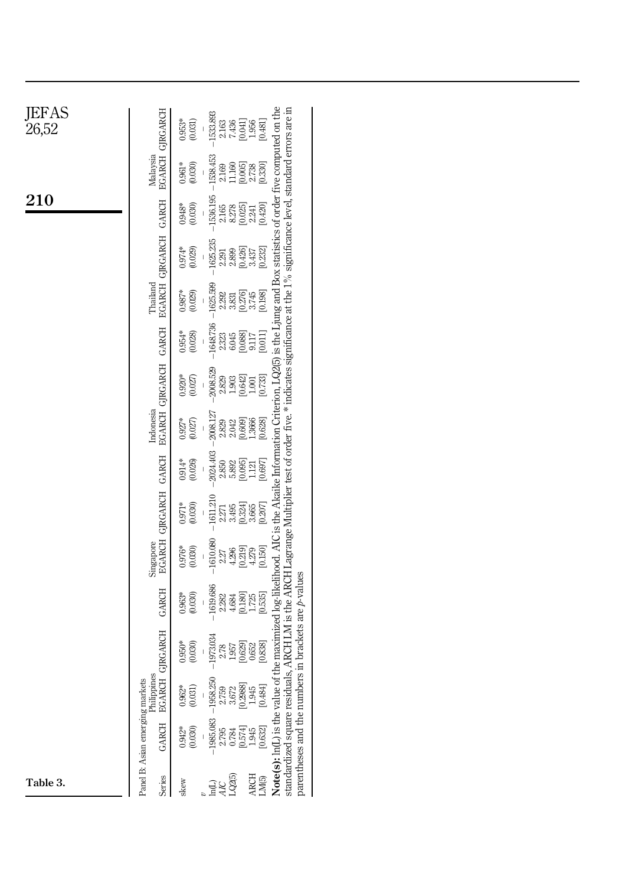Table 3.

| Panel B: Asian emerging markets | | | | | | | | | | | | | | | |
|---|---|---|---|---|---|---|---|---|---|---|---|---|---|---|---|
| | Philippines | | | Singapore | | | Indonesia | | | Thailand | | | Malaysia | | |
| Series | GARCH | EGARCH | GJRGARCH | GARCH | EGARCH | GJRGARCH | GARCH | EGARCH | GJRGARCH | GARCH | EGARCH | GJRGARCH | GARCH | EGARCH | GJRGARCH |
| skew | 0.942* | 0.962* | 0.950* | 0.963* | 0.976* | 0.971* | 0.914* | 0.927* | 0.920* | 0.954* | 0.987* | 0.974* | 0.948* | 0.961* | 0.953* |
| | (0.030) | (0.031) | (0.030) | (0.030) | (0.030) | (0.030) | (0.026) | (0.027) | (0.027) | (0.028) | (0.029) | (0.029) | (0.030) | (0.030) | (0.031) |
| $v$ | – | – | – | – | – | – | – | – | – | – | – | – | – | – | – |
| ln(L) | −1985.083 | −1958.250 | −1973.034 | −1619.686 | −1610.080 | −1611.210 | −2024.403 | −2008.127 | −2008.529 | −1648.736 | −1625.599 | −1625.235 | −1536.195 | −1538.453 | −1533.893 |
| *AIC* | 2.795 | 2.759 | 2.78 | 2.282 | 2.27 | 2.271 | 2.850 | 2.829 | 2.829 | 2.323 | 2.292 | 2.291 | 2.165 | 2.169 | 2.163 |
| LQ2(5) | 0.784 | 3.672 | 1.957 | 4.684 | 4.296 | 3.495 | 5.892 | 2.042 | 1.903 | 6.045 | 3.831 | 2.899 | 8.278 | 11.160 | 7.436 |
| | [0.574] | [0.2988] | [0.629] | [0.180] | [0.219] | [0.324] | [0.095] | [0.609] | [0.642] | [0.088] | [0.276] | [0.426] | [0.025] | [0.005] | [0.041] |
| ARCH | 1.945 | 1.945 | 0.652 | 1.725 | 4.279 | 3.665 | 1.121 | 1.3666 | 1.001 | 9.117 | 3.745 | 3.437 | 2.241 | 2.738 | 1.956 |
| LM(5) | [0.632] | [0.484] | [0.838] | [0.535] | [0.150] | [0.207] | [0.697] | [0.628] | [0.733] | [0.011] | [0.198] | [0.232] | [0.420] | [0.330] | [0.481] |

**Note(s):** ln(L) is the value of the maximized log-likelihood. AIC is the Akaike Information Criterion, LQ2(5) is the Ljung and Box statistics of order five computed on the standardized square residuals, ARCH LM is the ARCH Lagrange Multiplier test of order five. * indicates significance at the 1% significance level, standard errors are in parentheses and the numbers in brackets are *p*-values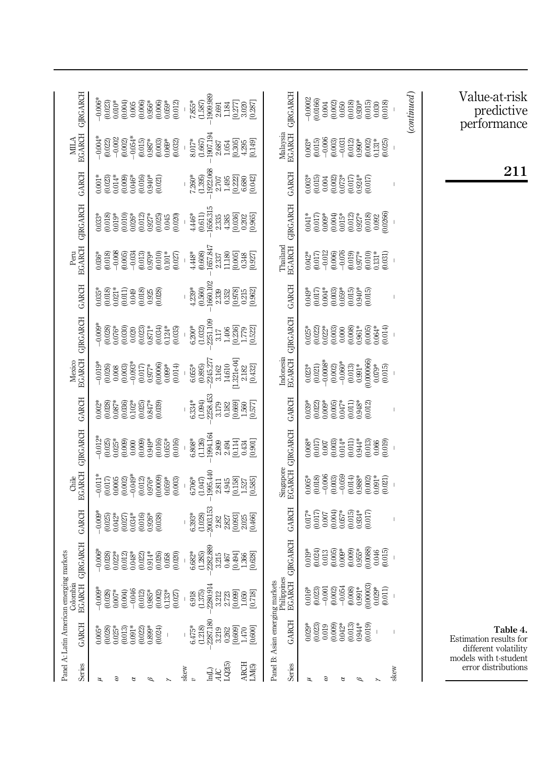**Table 4.** Estimation results for different volatility models with t-student error distributions

Panel A: Latin American emerging markets

| Series | Colombia GARCH | Colombia EGARCH | Colombia GJRGARCH | Chile GARCH | Chile EGARCH | Chile GJRGARCH | Mexico GARCH | Mexico EGARCH | Mexico GJRGARCH | Peru GARCH | Peru EGARCH | Peru GJRGARCH | MILA GARCH | MILA EGARCH | MILA GJRGARCH |
|---|---|---|---|---|---|---|---|---|---|---|---|---|---|---|---|
| $\mu$ | 0.005* | −0.009* | −0.006* | −0.009* | −0.011* | −0.012* | 0.002* | −0.019* | −0.009* | 0.035* | 0.036* | 0.033* | 0.001* | −0.004* | −0.006* |
| | (0.028) | (0.028) | (0.028) | (0.025) | (0.017) | (0.025) | (0.028) | (0.026) | (0.028) | (0.018) | (0.018) | (0.018) | (0.023) | (0.022) | (0.023) |
| $\omega$ | 0.025* | 0.007* | 0.022* | 0.042* | 0.0005 | 0.025* | 0.087* | 0.008 | 0.076* | 0.021* | −0.008 | 0.019* | 0.014* | −0.002 | 0.010* |
| | (0.013) | (0.004) | (0.012) | (0.027) | (0.002) | (0.009) | (0.036) | (0.003) | (0.030) | (0.011) | (0.005) | (0.010) | (0.009) | (0.002) | (0.004) |
| $\alpha$ | 0.091* | −0.046 | 0.048* | 0.034* | −0.049* | 0.000 | 0.102* | −0.093* | 0.020 | 0.049 | −0.034 | 0.026* | 0.046* | −0.054* | 0.005 |
| | (0.022) | (0.012) | (0.022) | (0.016) | (0.012) | (0.009) | (0.025) | (0.017) | (0.023) | (0.018) | (0.013) | (0.012) | (0.016) | (0.015) | (0.006) |
| $\beta$ | 0.899* | 0.983* | 0.914* | 0.926* | 0.976* | 0.949* | 0.847* | 0.977* | 0.871* | 0.925 | 0.979* | 0.927* | 0.940* | 0.987* | 0.956* |
| | (0.024) | (0.002) | (0.026) | (0.038) | (0.0009) | (0.016) | (0.039) | (0.0006) | (0.034) | (0.028) | (0.010) | (0.025) | (0.021) | (0.003) | (0.006) |
| $\gamma$ | – | 0.133* | 0.058 | | 0.059* | 0.055* | | 0.099* | 0.124* | | 0.101* | 0.045 | | 0.069* | 0.059* |
| | | (0.027) | (0.020) | | (0.003) | (0.016) | | (0.014) | (0.035) | | (0.027) | (0.020) | | (0.032) | (0.012) |
| skew | | – | – | – | – | – | – | – | – | – | – | – | – | – | – |
| $v$ | 6.475* | 6.918 | 6.682* | 6.393* | 6.706* | 6.808* | 6.334* | 6.055* | 6.200* | 4.239* | 4.448* | 4.446* | 7.260* | 8.017* | 7.855* |
| | (1.218) | (1.375) | (1.285) | (1.028) | (1.047) | (1.126) | (1.094) | (0.895) | (1.032) | (0.560) | (0.608) | (0.611) | (1.395) | (1.667) | (1.587) |
| ln(L) | −2287.180 | −2280.914 | −2282.889 | −2003.153 | −1995.440 | −1994.164 | −2258.453 | −2245.277 | −2251.109 | −1660.102 | −1657.847 | −1656.315 | −1922.068 | −1907.194 | −1909.989 |
| AIC | 3.219 | 3.212 | 3.215 | 2.82 | 2.811 | 2.809 | 3.179 | 3.162 | 3.17 | 2.339 | 2.337 | 2.335 | 2.707 | 2.687 | 2.691 |
| LQ2(5) | 0.262 | 2.723 | 0.467 | 2.827 | 4.945 | 2.494 | 0.182 | 14.610 | 1.406 | 0.352 | 11.180 | 4.385 | 1.495 | 1.054 | 1.184 |
| | [0.609] | [0.099] | [0.494] | [0.093] | [0.158] | [0.114] | [0.669] | [1.321e-04] | [0.236] | [0.978] | [0.005] | [0.036] | [0.222] | [0.305] | [0.277] |
| ARCH LM(5) | 1.470 | 1.050 | 1.366 | 2.025 | 1.527 | 0.434 | 1.560 | 2.182 | 1.779 | 0.215 | 0.348 | 0.202 | 6.680 | 4.295 | 3.020 |
| | [0.600] | [0.718] | [0.628] | [0.466] | [0.585] | [0.901] | [0.577] | [0.432] | [0.522] | [0.962] | [0.927] | [0.965] | [0.042] | [0.149] | [0.287] |

Panel B: Asian emerging markets

| Series | Philippines GARCH | Philippines EGARCH | Philippines GJRGARCH | Singapore GARCH | Singapore EGARCH | Singapore GJRGARCH | Indonesia GARCH | Indonesia EGARCH | Indonesia GJRGARCH | Thailand GARCH | Thailand EGARCH | Thailand GJRGARCH | Malaysia GARCH | Malaysia EGARCH | Malaysia GJRGARCH |
|---|---|---|---|---|---|---|---|---|---|---|---|---|---|---|---|
| $\mu$ | 0.029* | 0.016* | 0.019* | 0.017* | 0.005* | 0.008* | 0.039* | 0.023* | 0.025* | 0.049* | 0.042* | 0.041* | 0.003* | 0.003* | −0.0002 |
| | (0.023) | (0.023) | (0.024) | (0.017) | (0.018) | (0.017) | (0.022) | (0.021) | (0.022) | (0.017) | (0.017) | (0.017) | (0.015) | (0.015) | (0.0166) |
| $\omega$ | 0.019 | −0.001 | 0.013 | 0.007 | −0.006 | 0.007 | 0.009* | −0.0008* | 0.022* | 0.004* | −0.012 | 0.009* | 0.004 | −0.006 | 0.004 |
| | (0.009) | (0.002) | (0.005) | (0.004) | (0.003) | (0.003) | (0.005) | (0.002) | (0.003) | (0.003) | (0.006) | (0.004) | (0.002) | (0.003) | (0.002) |
| $\alpha$ | 0.042* | −0.054 | 0.009* | 0.057* | −0.059 | 0.014* | 0.047* | −0.060* | 0.000 | 0.059* | −0.076 | 0.015* | 0.073* | −0.031 | 0.050 |
| | (0.013) | (0.008) | (0.009) | (0.015) | (0.014) | (0.011) | (0.011) | (0.013) | (0.008) | (0.015) | (0.019) | (0.012) | (0.017) | (0.012) | (0.018) |
| $\beta$ | 0.944* | 0.991* | 0.955* | 0.934* | 0.988* | 0.944* | 0.948* | 0.991* | 0.961* | 0.940* | 0.977* | 0.927* | 0.924* | 0.990* | 0.930* |
| | (0.019) | (0.00003) | (0.0088) | (0.017) | (0.002) | (0.013) | (0.012) | (0.000066) | (0.005) | (0.015) | (0.010) | (0.018) | (0.017) | (0.002) | (0.015) |
| $\gamma$ | – | 0.029* | 0.046 | | 0.091* | 0.066 | | 0.079* | 0.064* | | 0.131* | 0.092 | | 0.131* | 0.030 |
| | | (0.011) | (0.015) | | (0.021) | (0.019) | | (0.015) | (0.014) | | (0.031) | (0.0266) | | (0.025) | (0.018) |
| skew | – | – | – | – | – | – | – | – | – | – | – | – | – | – | – |

(*continued*)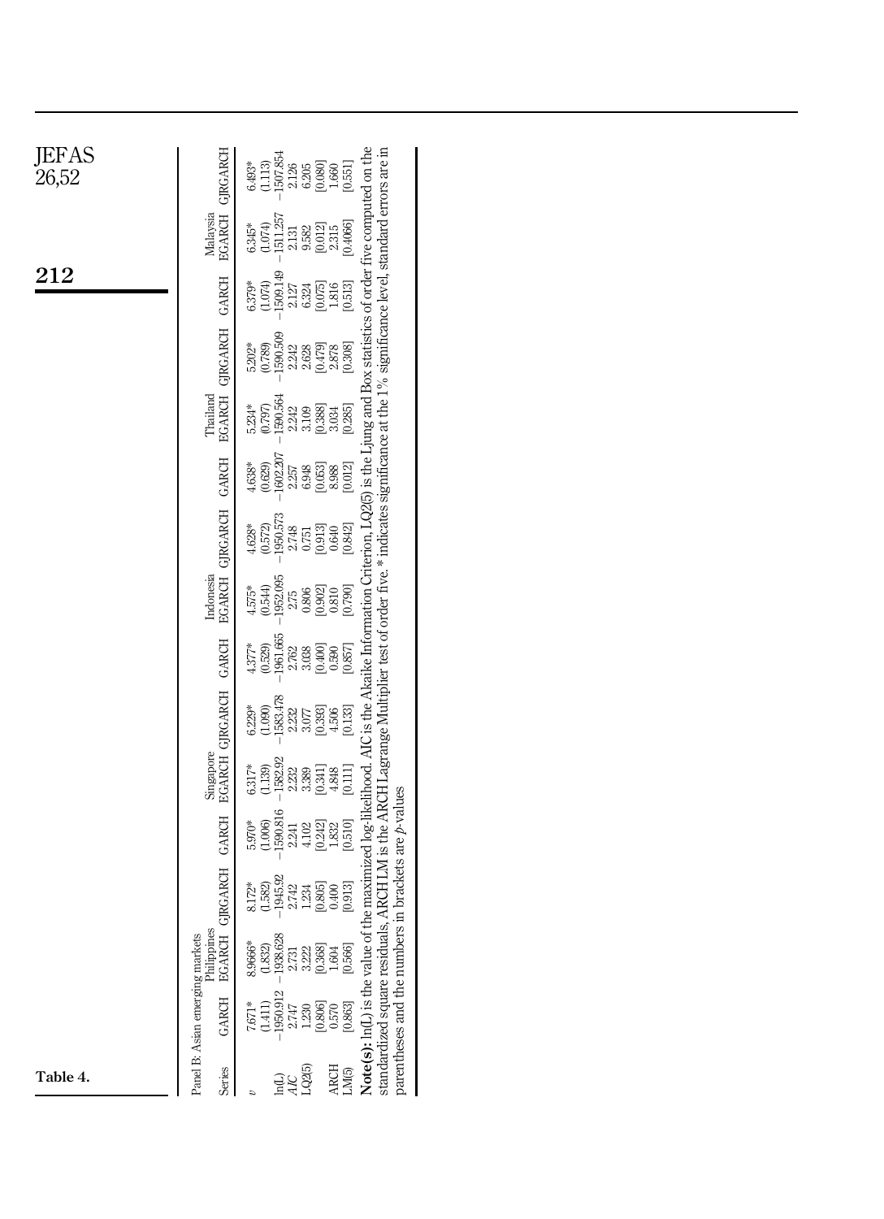Table 4.

| Panel B: Asian emerging markets | | | | | | | | | | | | | |
|---|---|---|---|---|---|---|---|---|---|---|---|---|---|
| | Philippines | | | Singapore | | | Indonesia | | | Thailand | | | Malaysia | | |
| Series | GARCH | EGARCH | GJRGARCH | GARCH | EGARCH | GJRGARCH | GARCH | EGARCH | GJRGARCH | GARCH | EGARCH | GJRGARCH | GARCH | EGARCH | GJRGARCH |
| $v$ | 7.671* | 8.9666* | 8.172* | 5.970* | 6.317* | 6.229* | 4.377* | 4.575* | 4.628* | 4.638* | 5.234* | 5.202* | 6.379* | 6.345* | 6.493* |
| | (1.411) | (1.832) | (1.582) | (1.006) | (1.139) | (1.090) | (0.529) | (0.544) | (0.572) | (0.629) | (0.797) | (0.789) | (1.074) | (1.074) | (1.113) |
| ln(L) | −1950.912 | −1938.628 | −1945.92 | −1590.816 | −1582.92 | −1583.478 | −1961.665 | −1952.095 | −1950.573 | −1602.207 | −1590.564 | −1590.509 | −1509.149 | −1511.257 | −1507.854 |
| AIC | 2.747 | 2.731 | 2.742 | 2.241 | 2.232 | 2.232 | 2.762 | 275 | 2.748 | 2.257 | 2.242 | 2.242 | 2.127 | 2.131 | 2.126 |
| LQ2(5) | 1.230 | 3.222 | 1.234 | 4.102 | 3.389 | 3.077 | 3.038 | 0.806 | 0.751 | 6.948 | 3.109 | 2.628 | 6.324 | 9.582 | 6.205 |
| | [0.806] | [0.368] | [0.805] | [0.242] | [0.341] | [0.393] | [0.400] | [0.902] | [0.913] | [0.053] | [0.388] | [0.479] | [0.075] | [0.012] | [0.080] |
| ARCH LM(5) | 0.570 | 1.604 | 0.400 | 1.832 | 4.848 | 4.506 | 0.590 | 0.810 | 0.640 | 8.988 | 3.034 | 2.878 | 1.816 | 2.315 | 1.660 |
| | [0.863] | [0.566] | [0.913] | [0.510] | [0.111] | [0.133] | [0.857] | [0.790] | [0.842] | [0.012] | [0.285] | [0.308] | [0.513] | [0.4066] | [0.551] |

**Note(s):** ln(L) is the value of the maximized log-likelihood. AIC is the Akaike Information Criterion, LQ2(5) is the Ljung and Box statistics of order five computed on the standardized square residuals, ARCH LM is the ARCH Lagrange Multiplier test of order five. * indicates significance at the 1% significance level, standard errors are in parentheses and the numbers in brackets are $p$-values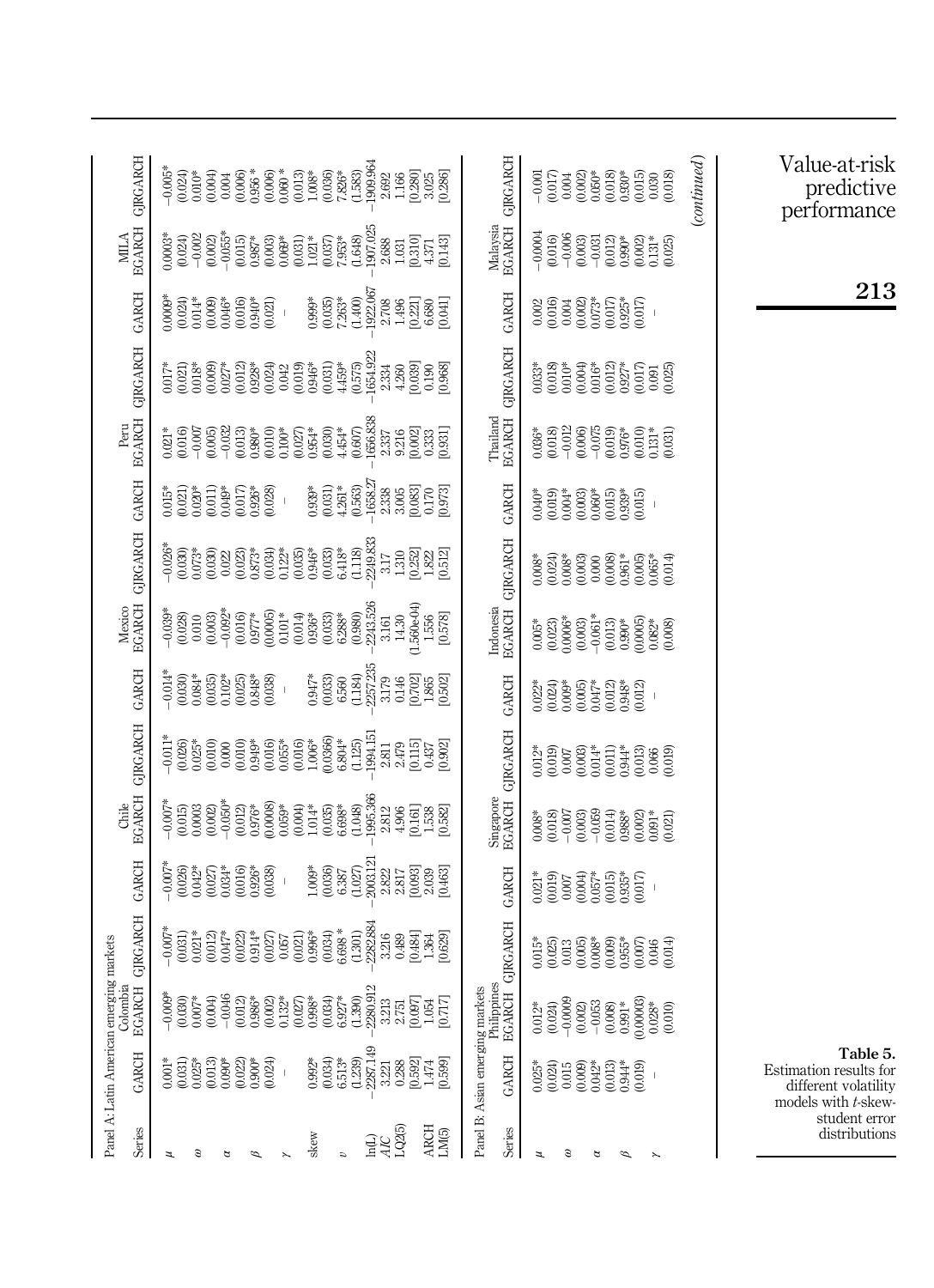**Table 5.** Estimation results for different volatility models with *t*-skew-student error distributions

Panel A: Latin American emerging markets

| Series | Colombia | | | Chile | | | Mexico | | | Peru | | | MILA | | |
|---|---|---|---|---|---|---|---|---|---|---|---|---|---|---|---|
| | GARCH | EGARCH | GJRGARCH | GARCH | EGARCH | GJRGARCH | GARCH | EGARCH | GJRGARCH | GARCH | EGARCH | GJRGARCH | GARCH | EGARCH | GJRGARCH |
| $\mu$ | 0.001* | −0.009* | −0.007* | −0.007* | −0.007* | −0.011* | −0.014* | −0.039* | −0.026* | 0.015* | 0.021* | 0.017* | 0.0009* | 0.0003* | −0.005* |
| | (0.031) | (0.030) | (0.031) | (0.026) | (0.015) | (0.026) | (0.030) | (0.028) | (0.030) | (0.021) | (0.016) | (0.021) | (0.024) | (0.024) | (0.024) |
| $\omega$ | 0.025* | 0.007* | 0.021* | 0.042* | 0.0003 | 0.025* | 0.084* | 0.010 | 0.073* | 0.020* | −0.007 | 0.018* | 0.014* | −0.002 | 0.010* |
| | (0.013) | (0.004) | (0.012) | (0.027) | (0.002) | (0.010) | (0.035) | (0.003) | (0.030) | (0.011) | (0.005) | (0.009) | (0.009) | (0.002) | (0.004) |
| $\alpha$ | 0.090* | −0.046 | 0.047* | 0.034* | −0.050* | 0.000 | 0.102* | −0.092* | 0.022 | 0.049* | −0.032 | 0.027* | 0.046* | −0.055* | 0.004 |
| | (0.022) | (0.012) | (0.022) | (0.016) | (0.012) | (0.010) | (0.025) | (0.016) | (0.023) | (0.017) | (0.013) | (0.012) | (0.016) | (0.015) | (0.006) |
| $\beta$ | 0.900* | 0.986* | 0.914* | 0.926* | 0.976* | 0.949* | 0.848* | 0.977* | 0.873* | 0.926* | 0.980* | 0.928* | 0.940* | 0.987* | 0.956 * |
| | (0.024) | (0.002) | (0.027) | (0.038) | (0.0008) | (0.016) | (0.038) | (0.0005) | (0.034) | (0.028) | (0.010) | (0.024) | (0.021) | (0.003) | (0.006) |
| $\gamma$ | – | 0.132* | 0.057 | – | 0.059* | 0.055* | – | 0.101* | 0.122* | – | 0.100* | 0.042 | – | 0.069* | 0.060 * |
| | | (0.027) | (0.021) | | (0.004) | (0.016) | | (0.014) | (0.035) | | (0.027) | (0.019) | | (0.031) | (0.013) |
| skew | 0.992* | 0.998* | 0.996* | 1.009* | 1.014* | 1.006* | 0.947* | 0.936* | 0.946* | 0.939* | 0.954* | 0.946* | 0.999* | 1.021* | 1.008* |
| | (0.034) | (0.034) | (0.034) | (0.036) | (0.035) | (0.0366) | (0.033) | (0.033) | (0.033) | (0.031) | (0.030) | (0.031) | (0.035) | (0.037) | (0.036) |
| $v$ | 6.513* | 6.927* | 6.698 * | 6.387 | 6.698* | 6.804* | 6.560 | 6.288* | 6.418* | 4.261* | 4.454* | 4.459* | 7.263* | 7.953* | 7.826* |
| | (1.239) | (1.390) | (1.301) | (1.027) | (1.048) | (1.125) | (1.184) | (0.980) | (1.118) | (0.563) | (0.607) | (0.575) | (1.400) | (1.648) | (1.583) |
| ln(L) | −2287.149 | −2280.912 | −2282.884 | −2003.121 | −1995.366 | −1994.151 | −2257.235 | −2243.526 | −2249.833 | −1658.27 | −1656.838 | −1654.922 | −1922.067 | −1907.025 | −1909.964 |
| AIC | 3.221 | 3.213 | 3.216 | 2.822 | 2.812 | 2.811 | 3.179 | 3.161 | 3.17 | 2.338 | 2.337 | 2.334 | 2.708 | 2.688 | 2.692 |
| LQ2(5) | 0.288 | 2.751 | 0.489 | 2.817 | 4.906 | 2.479 | 0.146 | 14.30 | 1.310 | 3.065 | 9.216 | 4.260 | 1.496 | 1.031 | 1.166 |
| | [0.592] | [0.097] | [0.484] | [0.093] | [0.161] | [0.115] | [0.702] | [1.560e-04] | [0.252] | [0.083] | [0.002] | [0.039] | [0.221] | [0.310] | [0.280] |
| ARCH LM(5) | 1.474 | 1.054 | 1.364 | 2.039 | 1.538 | 0.437 | 1.865 | 1.556 | 1.822 | 0.170 | 0.333 | 0.190 | 6.680 | 4.371 | 3.025 |
| | [0.599] | [0.717] | [0.629] | [0.463] | [0.582] | [0.902] | [0.502] | [0.578] | [0.512] | [0.973] | [0.931] | [0.968] | [0.041] | [0.143] | [0.286] |

Panel B: Asian emerging markets

| Series | Philippines | | | Singapore | | | Indonesia | | | Thailand | | | Malaysia | | |
|---|---|---|---|---|---|---|---|---|---|---|---|---|---|---|---|
| | GARCH | EGARCH | GJRGARCH | GARCH | EGARCH | GJRGARCH | GARCH | EGARCH | GJRGARCH | GARCH | EGARCH | GJRGARCH | GARCH | EGARCH | GJRGARCH |
| $\mu$ | 0.025* | 0.012* | 0.015* | 0.021* | 0.008* | 0.012* | 0.022* | 0.05* | 0.008* | 0.040* | 0.036* | 0.033* | 0.002 | −0.0004 | −0.001 |
| | (0.024) | (0.024) | (0.025) | (0.019) | (0.018) | (0.019) | (0.024) | (0.023) | (0.024) | (0.019) | (0.018) | (0.018) | (0.016) | (0.016) | (0.017) |
| $\omega$ | 0.015 | −0.0009 | 0.013 | 0.007 | −0.007 | 0.007 | 0.009* | 0.0006* | 0.008* | 0.004* | −0.012 | 0.010* | 0.004 | −0.006 | 0.004 |
| | (0.009) | (0.002) | (0.005) | (0.004) | (0.003) | (0.003) | (0.005) | (0.003) | (0.003) | (0.003) | (0.006) | (0.004) | (0.002) | (0.003) | (0.002) |
| $\alpha$ | 0.042* | −0.053 | 0.008* | 0.057* | −0.059 | 0.014* | 0.047* | −0.061* | 0.000 | 0.060* | −0.075 | 0.016* | 0.073* | −0.031 | 0.050* |
| | (0.013) | (0.008) | (0.009) | (0.015) | (0.014) | (0.011) | (0.012) | (0.013) | (0.008) | (0.015) | (0.019) | (0.012) | (0.017) | (0.012) | (0.018) |
| $\beta$ | 0.944* | 0.991* | 0.955* | 0.935* | 0.988* | 0.944* | 0.948* | 0.990* | 0.961* | 0.939* | 0.976* | 0.927* | 0.925* | 0.990* | 0.930* |
| | (0.019) | (0.00003) | (0.007) | (0.017) | (0.002) | (0.013) | (0.012) | (0.0005) | (0.005) | (0.015) | (0.010) | (0.017) | (0.017) | (0.002) | (0.015) |
| $\gamma$ | – | 0.028* | 0.046 | – | 0.091* | 0.066 | – | 0.082* | 0.065* | – | 0.131* | 0.091 | – | 0.131* | 0.030 |
| | | (0.010) | (0.014) | | (0.021) | (0.019) | | (0.008) | (0.014) | | (0.031) | (0.025) | | (0.025) | (0.018) |

(*continued*)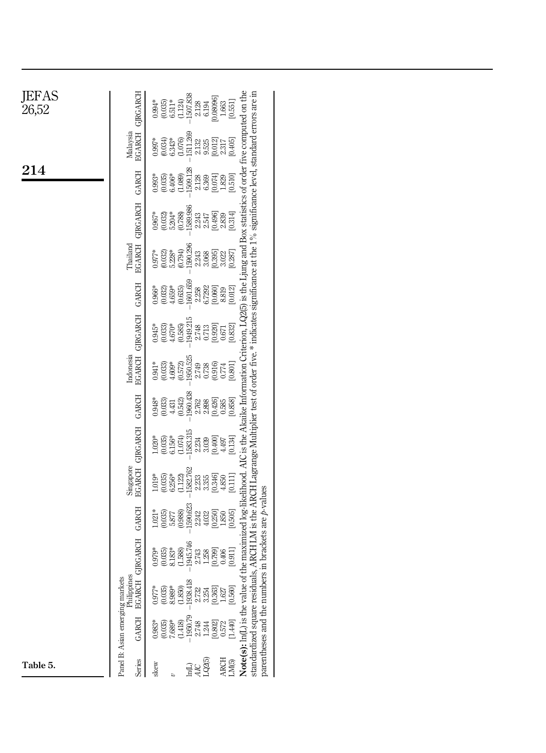Table 5.

| Panel B: Asian emerging markets | | | | | | | | | | | | | | | | |
|---|---|---|---|---|---|---|---|---|---|---|---|---|---|---|---|---|
| | Philippines | | | Singapore | | | Indonesia | | | Thailand | | | Malaysia | | | |
| Series | GARCH | EGARCH | GJRGARCH | GARCH | EGARCH | GJRGARCH | GARCH | EGARCH | GJRGARCH | GARCH | EGARCH | GJRGARCH | GARCH | EGARCH | GJRGARCH |
| skew | 0.983* | 0.977* | 0.979* | 1.021* | 1.019* | 1.020* | 0.948* | 0.941* | 0.945* | 0.966* | 0.977* | 0.967* | 0.993* | 0.997* | 0.994* |
| | (0.035) | (0.035) | (0.035) | (0.035) | (0.035) | (0.035) | (0.033) | (0.033) | (0.033) | (0.032) | (0.032) | (0.032) | (0.035) | (0.034) | (0.035) |
| $v$ | 7.689* | 8.989* | 8.183* | 5.877 | 6.256* | 6.156* | 4.431 | 4.609* | 4.670* | 4.659* | 5.228* | 5.204* | 6.406* | 6.343* | 6.511* |
| | (1.418) | (1.850) | (1.588) | (0.988) | (1.122) | (1.074) | (0.542) | (0.572) | (0.585) | (0.635) | (0.794) | (0.788) | (1.089) | (1.076) | (1.124) |
| ln(L) | −1950.79 | −1938.418 | −1945.746 | −1590.623 | −1582.762 | −1583.315 | −1960.438 | −1950.525 | −1949.215 | −1601.659 | −1590.296 | −1589.986 | −1509.128 | −1511.269 | −1507.838 |
| *AIC* | 2.748 | 2.732 | 2.743 | 2.242 | 2.233 | 2.234 | 2.762 | 2.749 | 2.748 | 2.258 | 2.243 | 2.243 | 2.128 | 2.132 | 2.128 |
| LQ2(5) | 1.244 | 3.254 | 1.258 | 4.032 | 3.355 | 3.039 | 2.898 | 0.738 | 0.713 | 6.7292 | 3.068 | 2.547 | 6.369 | 9.525 | 6.194 |
| | [0.802] | [0.363] | [0.799] | [0.250] | [0.346] | [0.400] | [0.426] | [0.916] | [0.920] | [0.060] | [0.395] | [0.496] | [0.074] | [0.012] | [0.08096] |
| ARCH LM(5) | 0.572 | 1.627 | 0.406 | 1.850 | 4.850 | 4.497 | 0.585 | 0.774 | 0.671 | 8.819 | 3.022 | 2.839 | 1.829 | 2.317 | 1.663 |
| | [1.440] | [0.560] | [0.911] | [0.505] | [0.111] | [0.134] | [0.858] | [0.801] | [0.832] | [0.012] | [0.287] | [0.314] | [0.510] | [0.405] | [0.551] |

**Note(s):** ln(L) is the value of the maximized log-likelihood. AIC is the Akaike Information Criterion, LQ2(5) is the Ljung and Box statistics of order five computed on the standardized square residuals, ARCH LM is the ARCH Lagrange Multiplier test of order five. * indicates significance at the 1% significance level, standard errors are in parentheses and the numbers in brackets are *p*-values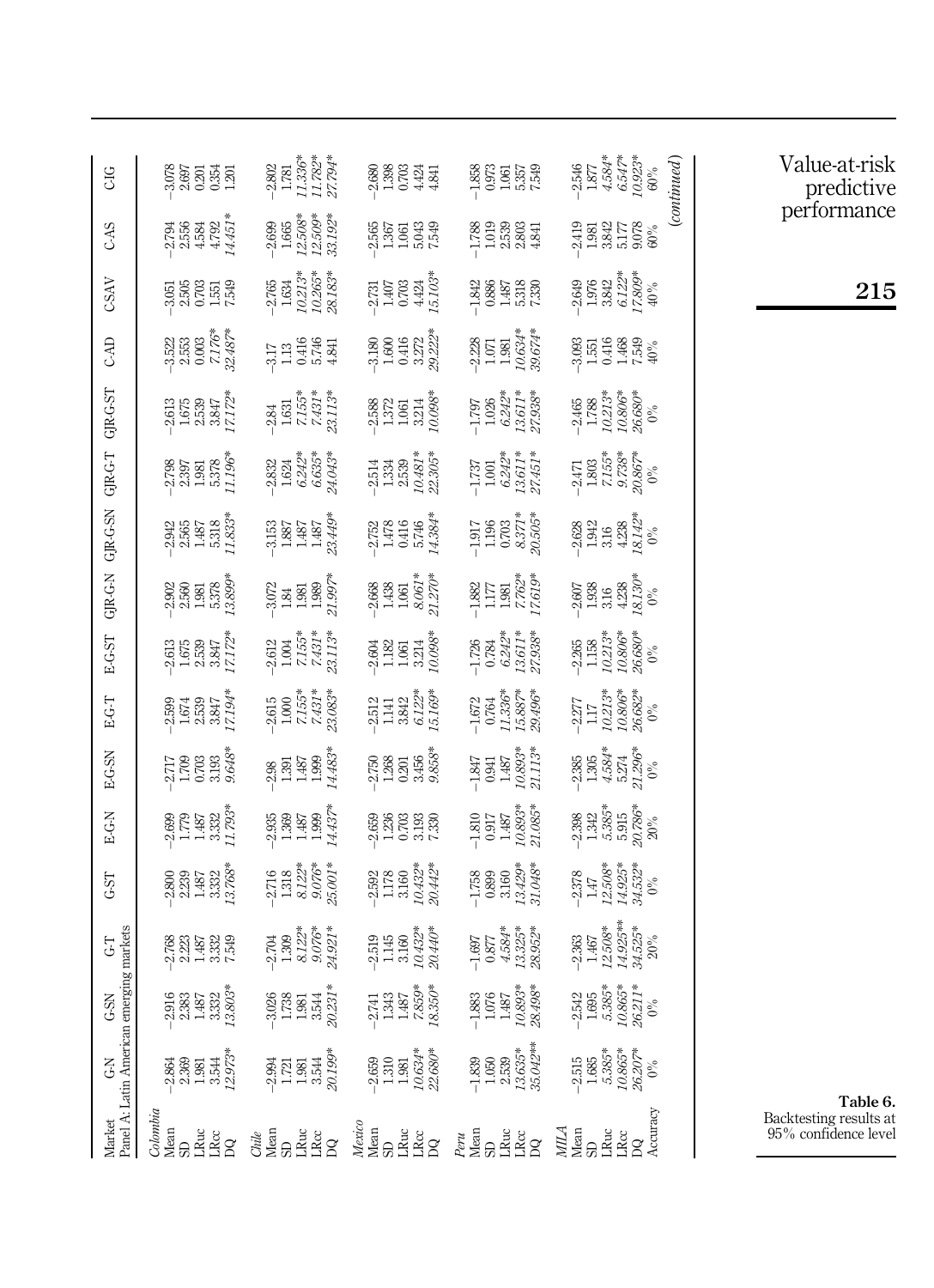| Market | G-N | G-SN | G-T | G-ST | E-G-N | E-G-SN | E-G-T | E-G-ST | GJR-G-N | GJR-G-SN | GJR-G-T | GJR-G-ST | C-AD | C-SAV | C-AS | C-IG |
|---|---|---|---|---|---|---|---|---|---|---|---|---|---|---|---|---|
| *Panel A: Latin American emerging markets* | | | | | | | | | | | | | | | | |
| *Colombia* | | | | | | | | | | | | | | | | |
| Mean | −2.864 | −2.916 | −2.768 | −2.800 | −2.699 | −2.717 | −2.599 | −2.613 | −2.902 | −2.942 | −2.798 | −2.613 | −3.522 | −3.051 | −2.794 | −3.078 |
| SD | 2.369 | 2.383 | 2.223 | 2.239 | 1.779 | 1.709 | 1.674 | 1.675 | 2.560 | 2.565 | 2.397 | 1.675 | 2.553 | 2.505 | 2.556 | 2.697 |
| LRuc | 1.981 | 1.487 | 1.487 | 1.487 | 1.487 | 0.703 | 2.539 | 2.539 | 1.981 | 1.487 | 1.981 | 2.539 | 0.003 | 0.703 | 4.584 | 0.201 |
| LRcc | 3.544 | 3.332 | 3.332 | 3.332 | 3.332 | 3.193 | 3.847 | 3.847 | 5.378 | 5.318 | 5.378 | 3.847 | *7.176** | 1.551 | 4.792 | 0.354 |
| DQ | *12.973** | *13.803** | 7.549 | *13.768** | *11.793** | *9.648** | *17.194** | *17.172** | *13.899** | *11.833** | *11.196** | *17.172** | *32.487** | 7.549 | *14.451** | 1.201 |
| *Chile* | | | | | | | | | | | | | | | | |
| Mean | −2.994 | −3.026 | −2.704 | −2.716 | −2.935 | −2.98 | −2.615 | −2.612 | −3.072 | −3.153 | −2.832 | −2.84 | −3.17 | −2.765 | −2.699 | −2.802 |
| SD | 1.721 | 1.738 | 1.309 | 1.318 | 1.369 | 1.391 | 1.000 | 1.004 | 1.84 | 1.887 | 1.624 | 1.631 | 1.13 | 1.634 | 1.665 | 1.781 |
| LRuc | 1.981 | 1.981 | *8.122** | *8.122** | 1.487 | 1.487 | *7.155** | *7.155** | 1.981 | 1.487 | *6.242** | *7.155** | 0.416 | *10.213** | *12.508** | *11.336** |
| LRcc | 3.544 | 3.544 | *9.076** | *9.076** | 1.999 | 1.999 | *7.431** | *7.431** | 1.989 | 1.487 | *6.635** | *7.431** | 5.746 | *10.265** | *12.509** | *11.782** |
| DQ | *20.199** | *20.231** | *24.921** | *25.001** | *14.437** | *14.483** | *23.083** | *23.113** | *21.997** | *23.449** | *24.043** | *23.113** | 4.841 | *28.183** | *33.192** | *27.794** |
| *Mexico* | | | | | | | | | | | | | | | | |
| Mean | −2.659 | −2.741 | −2.519 | −2.592 | −2.659 | −2.750 | −2.512 | −2.604 | −2.668 | −2.752 | −2.514 | −2.588 | −3.180 | −2.731 | −2.565 | −2.680 |
| SD | 1.310 | 1.343 | 1.145 | 1.178 | 1.236 | 1.268 | 1.141 | 1.182 | 1.438 | 1.478 | 1.334 | 1.372 | 1.600 | 1.407 | 1.367 | 1.398 |
| LRuc | 1.981 | 1.487 | 3.160 | 3.160 | 0.703 | 0.201 | 3.842 | 1.061 | 1.061 | 0.416 | 2.539 | 1.061 | 0.416 | 0.703 | 1.061 | 0.703 |
| LRcc | *10.634** | *7.859** | *10.432** | *10.432** | 3.193 | 3.456 | *6.122** | 3.214 | *8.061** | 5.746 | *10.481** | 3.214 | 3.272 | 4.424 | 5.043 | 4.424 |
| DQ | *22.680** | *18.350** | *20.440** | *20.442** | 7.330 | *9.858** | *15.169** | *10.098** | *21.270** | *14.384** | *22.305** | *10.098** | *29.222** | *15.103** | 7.549 | 4.841 |
| *Peru* | | | | | | | | | | | | | | | | |
| Mean | −1.839 | −1.883 | −1.697 | −1.758 | −1.810 | −1.847 | −1.672 | −1.726 | −1.882 | −1.917 | −1.737 | −1.797 | −2.228 | −1.842 | −1.788 | −1.858 |
| SD | 1.050 | 1.076 | 0.877 | 0.899 | 0.917 | 0.941 | 0.764 | 0.784 | 1.177 | 1.196 | 1.001 | 1.026 | 1.071 | 0.886 | 1.019 | 0.973 |
| LRuc | 2.539 | 1.487 | *4.584** | 3.160 | 1.487 | 1.487 | *11.336** | *6.242** | 1.981 | 0.703 | *6.242** | *6.242** | 1.981 | 1.487 | 2.539 | 1.061 |
| LRcc | *13.635** | *10.893** | *13.325** | *13.429** | *10.893** | *10.893** | *15.887** | *13.611** | *7.762** | *8.371** | *13.611** | *13.611** | *10.634** | 5.318 | 2.803 | 5.357 |
| DQ | *35.042*** | *28.498** | *28.952** | *31.048** | *21.085** | *21.113** | *29.496** | *27.938** | *17.619** | *20.505** | *27.451** | *27.938** | *39.674** | 7.330 | 4.841 | 7.549 |
| *MILA* | | | | | | | | | | | | | | | | |
| Mean | −2.515 | −2.542 | −2.363 | −2.378 | −2.398 | −2.385 | −2.277 | −2.265 | −2.607 | −2.628 | −2.471 | −2.465 | −3.093 | −2.649 | −2.419 | −2.546 |
| SD | 1.685 | 1.695 | 1.467 | 1.47 | 1.342 | 1.305 | 1.17 | 1.158 | 1.938 | 1.942 | 1.803 | 1.788 | 1.551 | 1.976 | 1.981 | 1.877 |
| LRuc | *5.385** | *5.385** | *12.508** | *12.508** | *5.385** | *4.584** | *10.213** | *10.213** | 3.16 | 3.16 | *7.155** | *10.213** | 0.416 | 3.842 | 3.842 | *4.584** |
| LRcc | *10.865** | *10.865** | *14.925*** | *14.925** | 5.915 | 5.274 | *10.806** | *10.806** | 4.238 | 4.238 | *9.738** | *10.806** | 1.468 | *6.122** | 5.177 | *6.547** |
| DQ | *26.207** | *26.211** | *34.525** | *34.532** | *20.786** | *21.296** | *26.682** | *26.680** | *18.130** | *18.142** | *20.867** | *26.680** | 7.549 | *17.809** | 9.078 | *10.923** |
| Accuracy | 0% | 0% | 20% | 0% | 20% | 0% | 0% | 0% | 0% | 0% | 0% | 0% | 40% | 40% | 60% | 60% |

(*continued*)

**Table 6.** Backtesting results at 95% confidence level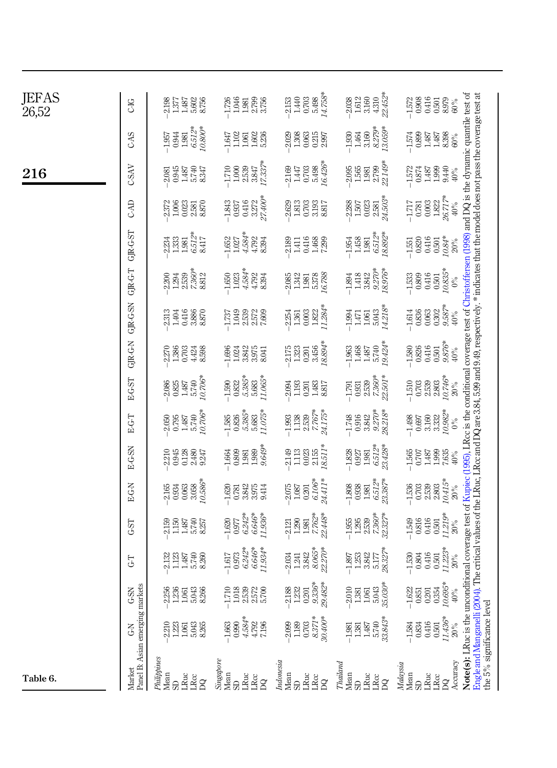Table 6.

| Market | G-N | G-SN | G-T | G-ST | E-G-N | E-G-SN | E-G-T | E-G-ST | GJR-G-N | GJR-G-SN | GJR-G-T | GJR-G-ST | C-AD | C-SAV | C-AS | C-IG |
|---|---|---|---|---|---|---|---|---|---|---|---|---|---|---|---|---|
| Panel B: Asian emerging markets | | | | | | | | | | | | | | | | |
| *Philippines* | | | | | | | | | | | | | | | | |
| Mean | −2.210 | −2.256 | −2.132 | −2.159 | −2.165 | −2.210 | −2.050 | −2.086 | −2.270 | −2.313 | −2.200 | −2.234 | −2.372 | −2.081 | −1.957 | −2.198 |
| SD | 1.223 | 1.236 | 1.123 | 1.150 | 0.934 | 0.945 | 0.795 | 0.825 | 1.386 | 1.404 | 1.294 | 1.333 | 1.006 | 0.945 | 0.944 | 1.377 |
| LRuc | 1.061 | 1.061 | 1.487 | 1.487 | 0.063 | 0.128 | 1.487 | 1.487 | 0.703 | 0.416 | 2.539 | 1.981 | 0.023 | 1.487 | 1.981 | 1.487 |
| LRcc | 5.043 | 5.043 | 5.740 | 5.740 | 3.058 | 2.480 | 5.740 | 5.740 | 4.424 | 3.886 | 7.360* | 6.512* | 2.581 | 5.740 | 6.512* | 5.602 |
| DQ | 8.265 | 8.266 | 8.260 | 8.257 | 10.586* | 9.247 | 10.706* | 10.706* | 8.598 | 8.870 | 8.812 | 8.417 | 8.870 | 8.347 | 10.800* | 8.756 |
| *Singapore* | | | | | | | | | | | | | | | | |
| Mean | −1.663 | −1.710 | −1.617 | −1.620 | −1.620 | −1.664 | −1.585 | −1.590 | −1.696 | −1.737 | −1.650 | −1.652 | −1.843 | −1.710 | −1.647 | −1.726 |
| SD | 0.990 | 1.018 | 0.973 | 0.977 | 0.781 | 0.809 | 0.826 | 0.832 | 1.024 | 1.049 | 1.023 | 1.027 | 0.937 | 1.000 | 1.102 | 1.046 |
| LRuc | 4.584* | 2.539 | 6.242* | 6.242* | 3.842 | 1.981 | 5.385* | 5.385* | 3.842 | 2.539 | 4.584* | 4.584* | 0.416 | 2.539 | 1.061 | 1.981 |
| LRcc | 4.792 | 2.572 | 6.646* | 6.646* | 3.975 | 1.989 | 5.683 | 5.683 | 3.975 | 2.572 | 4.792 | 4.792 | 3.272 | 3.847 | 1.602 | 2.799 |
| DQ | 7.196 | 5.700 | 11.934* | 11.936* | 9.414 | 9.649* | 11.075* | 11.065* | 8.041 | 7.609 | 8.394 | 8.394 | 27.400* | 17.337* | 5.236 | 3.756 |
| *Indonesia* | | | | | | | | | | | | | | | | |
| Mean | −2.099 | −2.188 | −2.034 | −2.121 | −2.075 | −2.149 | −1.993 | −2.094 | −2.175 | −2.254 | −2.085 | −2.189 | −2.629 | −2.169 | −2.029 | −2.153 |
| SD | 1.189 | 1.232 | 1.241 | 1.290 | 1.087 | 1.113 | 1.138 | 1.193 | 1.323 | 1.361 | 1.342 | 1.411 | 1.813 | 1.447 | 1.308 | 1.440 |
| LRuc | 0.703 | 0.201 | 3.842 | 1.981 | 0.201 | 0.023 | 2.539 | 0.201 | 0.201 | 0.003 | 1.981 | 0.416 | 0.703 | 0.703 | 0.063 | 0.703 |
| LRcc | 8.371* | 9.336* | 8.065* | 7.762* | 6.106* | 2.155 | 7.767* | 1.483 | 3.456 | 1.822 | 5.378 | 1.468 | 3.193 | 5.498 | 0.215 | 5.498 |
| DQ | 30.400* | 29.482* | 22.270* | 22.448* | 24.411* | 18.511* | 24.175* | 8.817 | 18.894* | 11.284* | 16.788 | 7.299 | 8.817 | 16.426* | 2.997 | 14.758* |
| *Thailand* | | | | | | | | | | | | | | | | |
| Mean | −1.981 | −2.010 | −1.897 | −1.955 | −1.808 | −1.828 | −1.748 | −1.791 | −1.963 | −1.994 | −1.894 | −1.954 | −2.288 | −2.095 | −1.930 | −2.038 |
| SD | 1.381 | 1.381 | 1.253 | 1.295 | 0.938 | 0.927 | 0.916 | 0.931 | 1.468 | 1.471 | 1.418 | 1.458 | 1.507 | 1.565 | 1.464 | 1.612 |
| LRuc | 1.487 | 1.061 | 3.842 | 2.539 | 1.981 | 1.981 | 3.842 | 2.539 | 1.487 | 1.061 | 3.842 | 1.981 | 0.023 | 1.981 | 3.160 | 3.160 |
| LRcc | 5.740 | 5.043 | 5.177 | 7.360* | 6.512* | 6.512* | 9.270* | 7.360* | 5.740 | 5.043 | 9.270* | 6.512* | 2.581 | 2.799 | 8.279* | 4.310 |
| DQ | 33.843* | 35.030* | 28.327* | 32.327* | 23.387* | 23.428* | 28.218* | 22.501* | 19.424* | 14.218* | 18.976* | 18.892* | 24.503* | 22.149* | 13.059* | 22.452* |
| *Malaysia* | | | | | | | | | | | | | | | | |
| Mean | −1.584 | −1.622 | −1.530 | −1.549 | −1.536 | −1.565 | −1.498 | −1.510 | −1.580 | −1.614 | −1.533 | −1.551 | −1.717 | −1.572 | −1.574 | −1.572 |
| SD | 0.834 | 0.851 | 0.804 | 0.816 | 0.703 | 0.707 | 0.697 | 0.703 | 0.826 | 0.836 | 0.809 | 0.820 | 0.781 | 0.874 | 0.899 | 0.908 |
| LRuc | 0.416 | 0.201 | 0.416 | 0.416 | 2.539 | 1.487 | 3.160 | 2.539 | 0.416 | 0.063 | 0.416 | 0.416 | 0.003 | 1.487 | 1.487 | 0.416 |
| LRcc | 0.501 | 0.354 | 0.501 | 0.501 | 2.803 | 1.999 | 3.332 | 2.803 | 0.501 | 0.302 | 0.501 | 0.501 | 1.822 | 1.999 | 1.487 | 0.501 |
| DQ | 11.436* | 10.695* | 11.223* | 11.219* | 10.415* | 7.635 | 10.982* | 10.746* | 9.876* | 9.587* | 10.835* | 10.84* | 26.717* | 9.440 | 8.398 | 8.979 |
| Accuracy | 20% | 40% | 20% | 20% | 20% | 40% | 0% | 20% | 40% | 40% | 0% | 20% | 40% | 40% | 60% | 60% |

**Note(s):** LRuc is the unconditional coverage test of Kupiec (1995), LRcc is the conditional coverage test of Christoffersen (1998) and DQ is the dynamic quantile test of Engle and Manganelli (2004). The critical values of the LRuc, LRcc and DQ are 3.84, 5.99 and 9.49, respectively. * indicates that the model does not pass the coverage test at the 5% significance level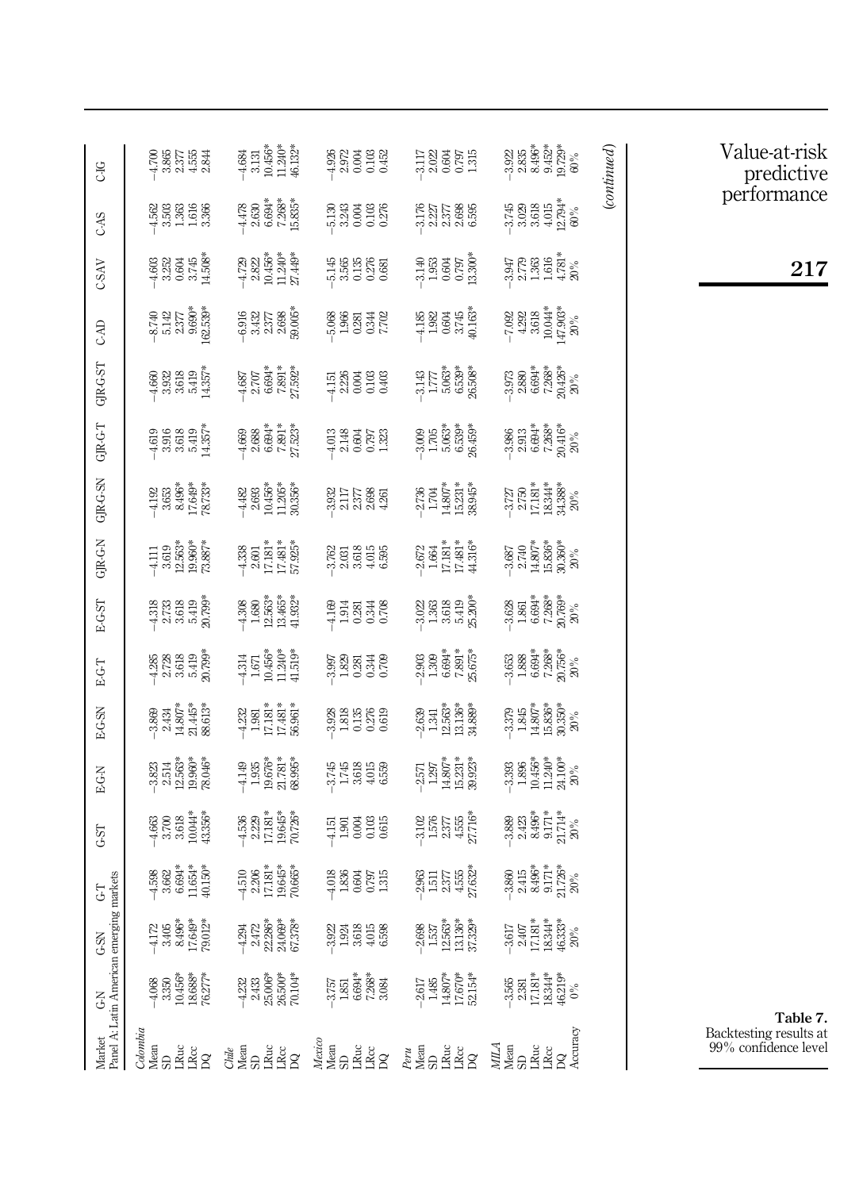**Table 7.** Backtesting results at 99% confidence level

| Market | G-N | G-SN | G-T | G-ST | E-G-N | E-G-SN | E-G-T | E-G-ST | GJR-G-N | GJR-G-SN | GJR-G-T | GJR-G-ST | C-AD | C-SAV | C-AS | C-IG |
|---|---|---|---|---|---|---|---|---|---|---|---|---|---|---|---|---|
| Panel A: Latin American emerging markets | | | | | | | | | | | | | | | | |
| *Colombia* | | | | | | | | | | | | | | | | |
| Mean | −4.068 | −4.172 | −4.598 | −4.663 | −3.823 | −3.869 | −4.285 | −4.318 | −4.111 | −4.192 | −4.619 | −4.660 | −8.740 | −4.603 | −4.562 | −4.700 |
| SD | 3.350 | 3.405 | 3.662 | 3.700 | 2.514 | 2.434 | 2.728 | 2.733 | 3.619 | 3.653 | 3.916 | 3.932 | 5.142 | 3.252 | 3.503 | 3.865 |
| LRuc | 10.456* | 8.496* | 6.694* | 3.618 | 12.563* | 14.807* | 3.618 | 3.618 | 12.563* | 8.496* | 3.618 | 3.618 | 2.377 | 0.604 | 1.363 | 2.377 |
| LRcc | 18.688* | 17.649* | 11.654* | 10.044* | 19.960* | 21.445* | 5.419 | 5.419 | 19.960* | 17.649* | 5.419 | 5.419 | 9.690* | 3.745 | 1.616 | 4.555 |
| DQ | 76.277* | 79.012* | 40.150* | 43.356* | 78.046* | 88.613* | 20.799* | 20.799* | 73.887* | 78.733* | 14.357* | 14.357* | 162.539* | 14.508* | 3.366 | 2.844 |
| *Chile* | | | | | | | | | | | | | | | | |
| Mean | −4.232 | −4.294 | −4.510 | −4.536 | −4.149 | −4.232 | −4.314 | −4.308 | −4.338 | −4.482 | −4.669 | −4.687 | −6.916 | −4.729 | −4.478 | −4.684 |
| SD | 2.433 | 2.472 | 2.206 | 2.229 | 1.935 | 1.981 | 1.671 | 1.680 | 2.601 | 2.693 | 2.688 | 2.707 | 3.432 | 2.822 | 2.630 | 3.131 |
| LRuc | 25.006* | 22.286* | 17.181* | 17.181* | 19.676* | 17.181* | 10.456* | 12.563* | 17.181* | 10.456* | 6.694* | 6.694* | 2.377 | 10.456* | 6.694* | 10.456* |
| LRcc | 26.500* | 24.069* | 19.645* | 19.645* | 21.781* | 17.481* | 11.240* | 13.465* | 17.481* | 11.205* | 7.891* | 7.891* | 2.698 | 11.240* | 7.268* | 11.240* |
| DQ | 70.104* | 67.378* | 70.665* | 70.726* | 68.995* | 56.961* | 41.519* | 41.932* | 57.925* | 30.356* | 27.523* | 27.592* | 59.005* | 27.449* | 15.835* | 46.132* |
| *Mexico* | | | | | | | | | | | | | | | | |
| Mean | −3.757 | −3.922 | −4.018 | −4.151 | −3.745 | −3.928 | −3.997 | −4.169 | −3.762 | −3.932 | −4.013 | −4.151 | −5.068 | −5.145 | −5.130 | −4.926 |
| SD | 1.851 | 1.924 | 1.836 | 1.901 | 1.745 | 1.818 | 1.829 | 1.914 | 2.031 | 2.117 | 2.148 | 2.236 | 1.966 | 3.565 | 3.243 | 2.972 |
| LRuc | 6.694* | 3.618 | 0.604 | 0.004 | 3.618 | 0.135 | 0.281 | 0.281 | 3.618 | 2.377 | 0.604 | 0.004 | 0.281 | 0.135 | 0.004 | 0.004 |
| LRcc | 7.268* | 4.015 | 0.797 | 0.103 | 4.015 | 0.276 | 0.344 | 0.344 | 4.015 | 2.698 | 0.797 | 0.103 | 0.344 | 0.276 | 0.103 | 0.103 |
| DQ | 3.084 | 6.598 | 1.315 | 0.615 | 6.559 | 0.619 | 0.709 | 0.708 | 6.595 | 4.261 | 1.323 | 0.403 | 7.702 | 0.681 | 0.276 | 0.452 |
| *Peru* | | | | | | | | | | | | | | | | |
| Mean | −2.617 | −2.698 | −2.963 | −3.102 | −2.571 | −2.639 | −2.903 | −3.022 | −2.672 | −2.736 | −3.009 | −3.143 | −4.185 | −3.140 | −3.176 | −3.117 |
| SD | 1.485 | 1.537 | 1.511 | 1.576 | 1.297 | 1.341 | 1.309 | 1.363 | 1.664 | 1.704 | 1.705 | 1.777 | 1.982 | 1.953 | 2.227 | 2.022 |
| LRuc | 14.807* | 12.563* | 2.377 | 2.377 | 14.807* | 12.563* | 6.694* | 3.618 | 17.181* | 14.807* | 5.063* | 5.063* | 0.604 | 0.604 | 2.377 | 0.604 |
| LRcc | 17.670* | 13.136* | 4.555 | 4.555 | 15.231* | 13.136* | 7.891* | 5.419 | 17.481* | 15.231* | 6.539* | 6.539* | 3.745 | 0.797 | 2.698 | 0.797 |
| DQ | 52.154* | 37.329* | 27.632* | 27.716* | 39.923* | 34.889* | 25.675* | 25.200* | 44.316* | 38.945* | 26.459* | 26.508* | 40.163* | 13.300* | 6.595 | 1.315 |
| *MILA* | | | | | | | | | | | | | | | | |
| Mean | −3.565 | −3.617 | −3.860 | −3.889 | −3.393 | −3.379 | −3.653 | −3.628 | −3.687 | −3.727 | −3.986 | −3.973 | −7.092 | −3.947 | −3.745 | −3.922 |
| SD | 2.381 | 2.407 | 2.415 | 2.423 | 1.896 | 1.845 | 1.888 | 1.861 | 2.740 | 2.750 | 2.913 | 2.880 | 4.292 | 2.779 | 3.029 | 2.835 |
| LRuc | 17.181* | 17.181* | 8.496* | 8.496* | 10.456* | 14.807* | 6.694* | 6.694* | 14.807* | 17.181* | 6.694* | 6.694* | 3.618 | 1.363 | 3.618 | 8.496* |
| LRcc | 18.344* | 18.344* | 9.171* | 9.171* | 11.240* | 15.836* | 7.268* | 7.268* | 15.836* | 18.344* | 7.268* | 7.268* | 10.044* | 1.616 | 4.015 | 9.452* |
| DQ | 46.219* | 46.333* | 21.726* | 21.714* | 24.100* | 30.350* | 20.756* | 20.769* | 30.360* | 34.388* | 20.416* | 20.426* | 147.903* | 4.781* | 12.794* | 19.729* |
| Accuracy | 0% | 20% | 20% | 20% | 20% | 20% | 20% | 20% | 20% | 20% | 20% | 20% | 20% | 20% | 60% | 60% |

*(continued)*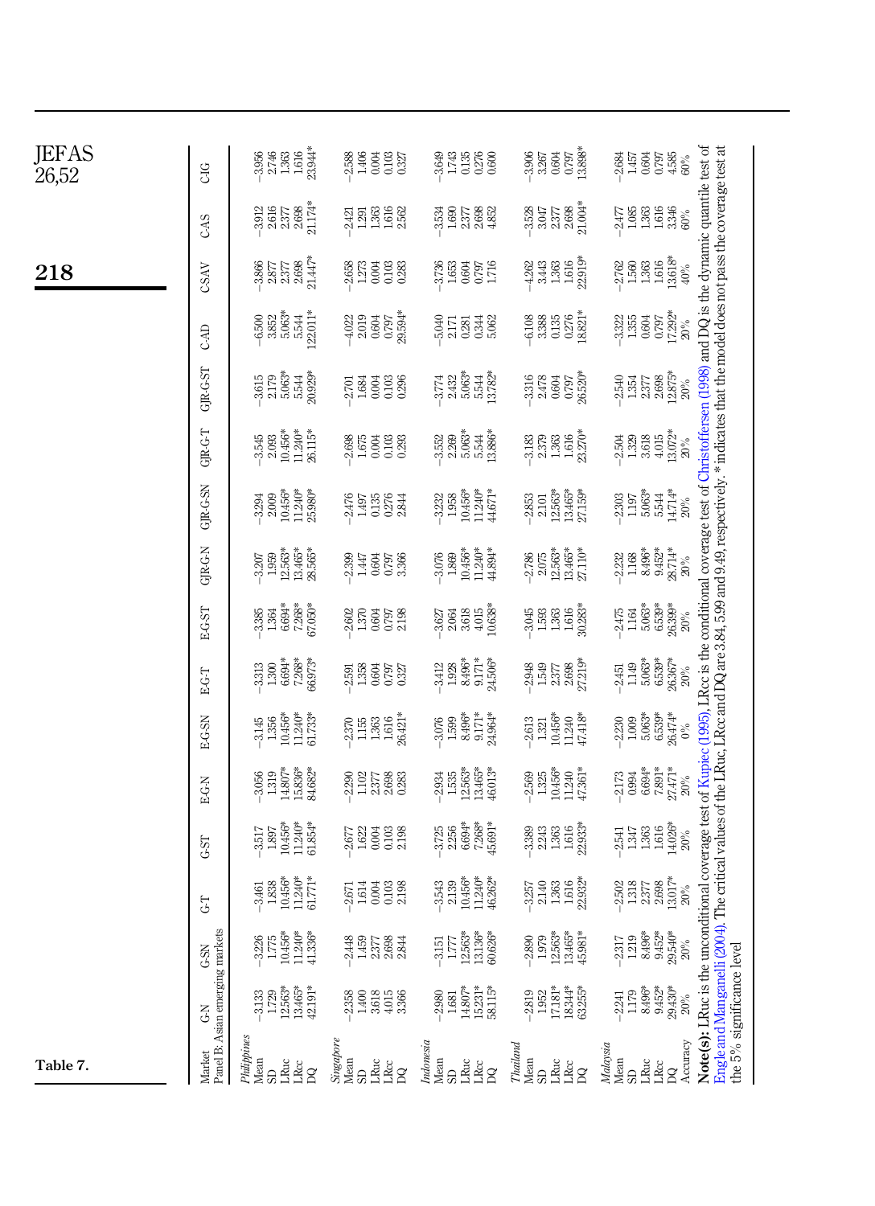Table 7.

| Market | G-N | G-SN | G-T | G-ST | E-G-N | E-G-SN | E-G-T | E-G-ST | GJR-G-N | GJR-G-SN | GJR-G-T | GJR-G-ST | C-AD | C-SAV | C-AS | C-IG |
|---|---|---|---|---|---|---|---|---|---|---|---|---|---|---|---|---|
| Panel B: Asian emerging markets | | | | | | | | | | | | | | | | |
| *Philippines* | | | | | | | | | | | | | | | | |
| Mean | −3.133 | −3.226 | −3.461 | −3.517 | −3.056 | −3.145 | −3.313 | −3.385 | −3.207 | −3.294 | −3.545 | −3.615 | −6.500 | −3.866 | −3.912 | −3.956 |
| SD | 1.729 | 1.775 | 1.838 | 1.897 | 1.319 | 1.356 | 1.300 | 1.364 | 1.959 | 2.009 | 2.093 | 2.179 | 3.852 | 2.877 | 2.616 | 2.746 |
| LRuc | 12.563* | 10.456* | 10.456* | 10.456* | 14.807* | 10.456* | 6.694* | 6.694* | 12.563* | 10.456* | 10.456* | 5.063* | 5.063* | 2.377 | 2.377 | 1.363 |
| LRcc | 13.465* | 11.240* | 11.240* | 11.240* | 15.836* | 11.240* | 7.268* | 7.268* | 13.465* | 11.240* | 11.240* | 5.544 | 5.544 | 2.698 | 2.698 | 1.616 |
| DQ | 42.191* | 41.336* | 61.771* | 61.854* | 84.682* | 61.733* | 66.973* | 67.050* | 28.565* | 25.980* | 26.115* | 20.929* | 122.011* | 21.447* | 21.174* | 23.944* |
| *Singapore* | | | | | | | | | | | | | | | | |
| Mean | −2.358 | −2.448 | −2.671 | −2.677 | −2.290 | −2.370 | −2.591 | −2.602 | −2.399 | −2.476 | −2.698 | −2.701 | −4.022 | −2.658 | −2.421 | −2.588 |
| SD | 1.400 | 1.459 | 1.614 | 1.622 | 1.102 | 1.155 | 1.358 | 1.370 | 1.447 | 1.497 | 1.675 | 1.684 | 2.019 | 1.273 | 1.291 | 1.406 |
| LRuc | 3.618 | 2.377 | 0.004 | 0.004 | 2.377 | 1.363 | 0.604 | 0.604 | 0.604 | 0.135 | 0.004 | 0.004 | 0.604 | 0.004 | 1.363 | 0.004 |
| LRcc | 4.015 | 2.698 | 0.103 | 0.103 | 2.698 | 1.616 | 0.797 | 0.797 | 0.797 | 0.276 | 0.103 | 0.103 | 0.797 | 0.103 | 1.616 | 0.103 |
| DQ | 3.366 | 2.844 | 2.198 | 2.198 | 0.283 | 26.421* | 0.327 | 2.198 | 3.366 | 2.844 | 0.293 | 0.296 | 29.594* | 0.283 | 2.562 | 0.327 |
| *Indonesia* | | | | | | | | | | | | | | | | |
| Mean | −2.980 | −3.151 | −3.543 | −3.725 | −2.934 | −3.076 | −3.412 | −3.627 | −3.076 | −3.232 | −3.552 | −3.774 | −5.040 | −3.736 | −3.534 | −3.649 |
| SD | 1.681 | 1.777 | 2.139 | 2.256 | 1.535 | 1.599 | 1.928 | 2.064 | 1.869 | 1.958 | 2.269 | 2.432 | 2.171 | 1.653 | 1.690 | 1.743 |
| LRuc | 14.807* | 12.563* | 10.456* | 6.694* | 12.563* | 8.496* | 8.496* | 3.618 | 10.456* | 10.456* | 5.063* | 5.063* | 0.281 | 0.604 | 2.377 | 0.135 |
| LRcc | 15.231* | 13.136* | 11.240* | 7.268* | 13.465* | 9.171* | 9.171* | 4.015 | 11.240* | 11.240* | 5.544 | 5.544 | 0.344 | 0.797 | 2.698 | 0.276 |
| DQ | 58.115* | 60.626* | 46.262* | 45.691* | 46.013* | 24.964* | 24.506* | 10.638* | 44.894* | 44.671* | 13.886* | 13.782* | 5.062 | 1.716 | 4.852 | 0.600 |
| *Thailand* | | | | | | | | | | | | | | | | |
| Mean | −2.819 | −2.890 | −3.257 | −3.389 | −2.569 | −2.613 | −2.948 | −3.045 | −2.786 | −2.853 | −3.183 | −3.316 | −6.108 | −4.262 | −3.528 | −3.906 |
| SD | 1.952 | 1.979 | 2.140 | 2.243 | 1.325 | 1.321 | 1.549 | 1.593 | 2.075 | 2.101 | 2.379 | 2.478 | 3.388 | 3.443 | 3.047 | 3.267 |
| LRuc | 17.181* | 12.563* | 1.363 | 1.363 | 10.456* | 10.456* | 2.377 | 1.363 | 12.563* | 12.563* | 1.363 | 0.604 | 0.135 | 1.363 | 2.377 | 0.604 |
| LRcc | 18.344* | 13.465* | 1.616 | 1.616 | 11.240 | 11.240 | 2.698 | 1.616 | 13.465* | 13.465* | 1.616 | 0.797 | 0.276 | 1.616 | 2.698 | 0.797 |
| DQ | 63.255* | 45.981* | 22.932* | 22.933* | 47.361* | 47.418* | 27.219* | 30.283* | 27.110* | 27.159* | 23.270* | 26.520* | 18.821* | 22.919* | 21.004* | 13.898* |
| *Malaysia* | | | | | | | | | | | | | | | | |
| Mean | −2.241 | −2.317 | −2.502 | −2.541 | −2.173 | −2.230 | −2.451 | −2.475 | −2.232 | −2.303 | −2.504 | −2.540 | −3.322 | −2.762 | −2.477 | −2.684 |
| SD | 1.179 | 1.219 | 1.318 | 1.347 | 0.994 | 1.009 | 1.149 | 1.164 | 1.168 | 1.197 | 1.329 | 1.354 | 1.355 | 1.560 | 1.085 | 1.457 |
| LRuc | 8.496* | 8.496* | 2.377 | 1.363 | 6.694* | 5.063* | 5.063* | 5.063* | 8.496* | 5.063* | 3.618 | 2.377 | 0.604 | 1.363 | 1.363 | 0.604 |
| LRcc | 9.452* | 9.452* | 2.698 | 1.616 | 7.891* | 6.539* | 6.539* | 6.539* | 9.452* | 5.544 | 4.015 | 2.698 | 0.797 | 1.616 | 1.616 | 0.797 |
| DQ | 29.430* | 29.540* | 13.017* | 14.026* | 27.471* | 26.474* | 26.367* | 26.399* | 28.714* | 14.714* | 13.072* | 12.875* | 17.292* | 13.618* | 3.346 | 4.585 |
| Accuracy | 20% | 20% | 20% | 20% | 20% | 0% | 20% | 20% | 20% | 20% | 20% | 20% | 20% | 40% | 60% | 60% |

**Note(s):** LRuc is the unconditional coverage test of Kupiec (1995), LRcc is the conditional coverage test of Christoffersen (1998) and DQ is the dynamic quantile test of Engle and Manganelli (2004). The critical values of the LRuc, LRcc and DQ are 3.84, 5.99 and 9.49, respectively. * indicates that the model does not pass the coverage test at the 5% significance level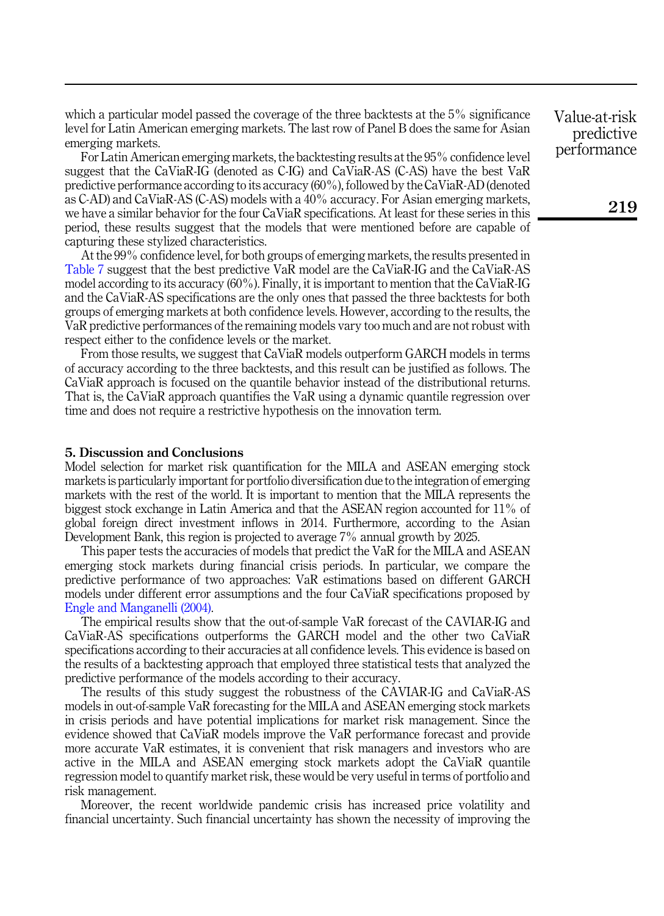which a particular model passed the coverage of the three backtests at the 5% significance level for Latin American emerging markets. The last row of Panel B does the same for Asian emerging markets.

For Latin American emerging markets, the backtesting results at the 95% confidence level suggest that the CaViaR-IG (denoted as C-IG) and CaViaR-AS (C-AS) have the best VaR predictive performance according to its accuracy (60%), followed by the CaViaR-AD (denoted as C-AD) and CaViaR-AS (C-AS) models with a 40% accuracy. For Asian emerging markets, we have a similar behavior for the four CaViaR specifications. At least for these series in this period, these results suggest that the models that were mentioned before are capable of capturing these stylized characteristics.

At the 99% confidence level, for both groups of emerging markets, the results presented in Table 7 suggest that the best predictive VaR model are the CaViaR-IG and the CaViaR-AS model according to its accuracy (60%). Finally, it is important to mention that the CaViaR-IG and the CaViaR-AS specifications are the only ones that passed the three backtests for both groups of emerging markets at both confidence levels. However, according to the results, the VaR predictive performances of the remaining models vary too much and are not robust with respect either to the confidence levels or the market.

From those results, we suggest that CaViaR models outperform GARCH models in terms of accuracy according to the three backtests, and this result can be justified as follows. The CaViaR approach is focused on the quantile behavior instead of the distributional returns. That is, the CaViaR approach quantifies the VaR using a dynamic quantile regression over time and does not require a restrictive hypothesis on the innovation term.

## 5. Discussion and Conclusions

Model selection for market risk quantification for the MILA and ASEAN emerging stock markets is particularly important for portfolio diversification due to the integration of emerging markets with the rest of the world. It is important to mention that the MILA represents the biggest stock exchange in Latin America and that the ASEAN region accounted for 11% of global foreign direct investment inflows in 2014. Furthermore, according to the Asian Development Bank, this region is projected to average 7% annual growth by 2025.

This paper tests the accuracies of models that predict the VaR for the MILA and ASEAN emerging stock markets during financial crisis periods. In particular, we compare the predictive performance of two approaches: VaR estimations based on different GARCH models under different error assumptions and the four CaViaR specifications proposed by Engle and Manganelli (2004).

The empirical results show that the out-of-sample VaR forecast of the CAVIAR-IG and CaViaR-AS specifications outperforms the GARCH model and the other two CaViaR specifications according to their accuracies at all confidence levels. This evidence is based on the results of a backtesting approach that employed three statistical tests that analyzed the predictive performance of the models according to their accuracy.

The results of this study suggest the robustness of the CAVIAR-IG and CaViaR-AS models in out-of-sample VaR forecasting for the MILA and ASEAN emerging stock markets in crisis periods and have potential implications for market risk management. Since the evidence showed that CaViaR models improve the VaR performance forecast and provide more accurate VaR estimates, it is convenient that risk managers and investors who are active in the MILA and ASEAN emerging stock markets adopt the CaViaR quantile regression model to quantify market risk, these would be very useful in terms of portfolio and risk management.

Moreover, the recent worldwide pandemic crisis has increased price volatility and financial uncertainty. Such financial uncertainty has shown the necessity of improving the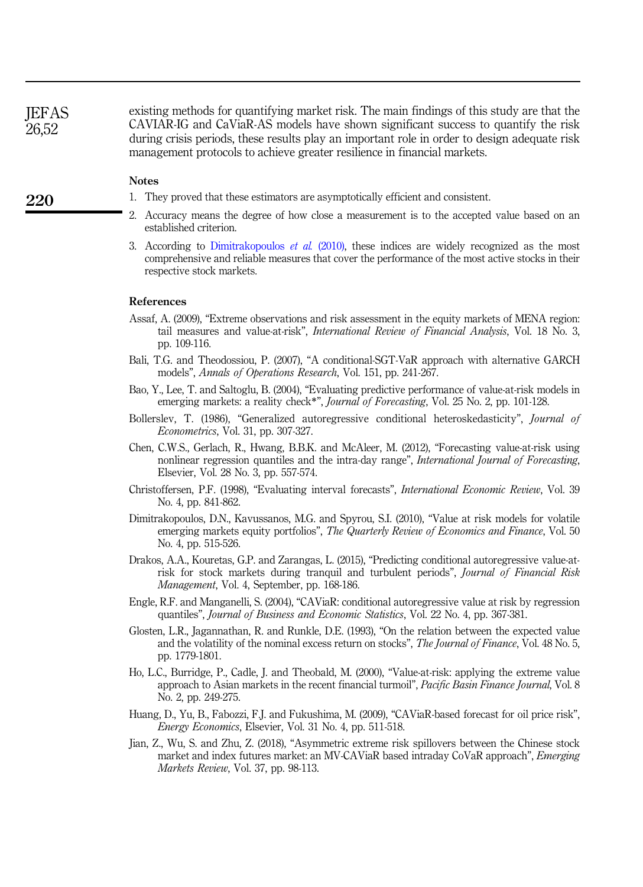existing methods for quantifying market risk. The main findings of this study are that the CAVIAR-IG and CaViaR-AS models have shown significant success to quantify the risk during crisis periods, these results play an important role in order to design adequate risk management protocols to achieve greater resilience in financial markets.

### Notes

1. They proved that these estimators are asymptotically efficient and consistent.
2. Accuracy means the degree of how close a measurement is to the accepted value based on an established criterion.
3. According to Dimitrakopoulos *et al.* (2010), these indices are widely recognized as the most comprehensive and reliable measures that cover the performance of the most active stocks in their respective stock markets.

### References

Assaf, A. (2009), "Extreme observations and risk assessment in the equity markets of MENA region: tail measures and value-at-risk", *International Review of Financial Analysis*, Vol. 18 No. 3, pp. 109-116.

Bali, T.G. and Theodossiou, P. (2007), "A conditional-SGT-VaR approach with alternative GARCH models", *Annals of Operations Research*, Vol. 151, pp. 241-267.

Bao, Y., Lee, T. and Saltoglu, B. (2004), "Evaluating predictive performance of value-at-risk models in emerging markets: a reality check*", *Journal of Forecasting*, Vol. 25 No. 2, pp. 101-128.

Bollerslev, T. (1986), "Generalized autoregressive conditional heteroskedasticity", *Journal of Econometrics*, Vol. 31, pp. 307-327.

Chen, C.W.S., Gerlach, R., Hwang, B.B.K. and McAleer, M. (2012), "Forecasting value-at-risk using nonlinear regression quantiles and the intra-day range", *International Journal of Forecasting*, Elsevier, Vol. 28 No. 3, pp. 557-574.

Christoffersen, P.F. (1998), "Evaluating interval forecasts", *International Economic Review*, Vol. 39 No. 4, pp. 841-862.

Dimitrakopoulos, D.N., Kavussanos, M.G. and Spyrou, S.I. (2010), "Value at risk models for volatile emerging markets equity portfolios", *The Quarterly Review of Economics and Finance*, Vol. 50 No. 4, pp. 515-526.

Drakos, A.A., Kouretas, G.P. and Zarangas, L. (2015), "Predicting conditional autoregressive value-at-risk for stock markets during tranquil and turbulent periods", *Journal of Financial Risk Management*, Vol. 4, September, pp. 168-186.

Engle, R.F. and Manganelli, S. (2004), "CAViaR: conditional autoregressive value at risk by regression quantiles", *Journal of Business and Economic Statistics*, Vol. 22 No. 4, pp. 367-381.

Glosten, L.R., Jagannathan, R. and Runkle, D.E. (1993), "On the relation between the expected value and the volatility of the nominal excess return on stocks", *The Journal of Finance*, Vol. 48 No. 5, pp. 1779-1801.

Ho, L.C., Burridge, P., Cadle, J. and Theobald, M. (2000), "Value-at-risk: applying the extreme value approach to Asian markets in the recent financial turmoil", *Pacific Basin Finance Journal*, Vol. 8 No. 2, pp. 249-275.

Huang, D., Yu, B., Fabozzi, F.J. and Fukushima, M. (2009), "CAViaR-based forecast for oil price risk", *Energy Economics*, Elsevier, Vol. 31 No. 4, pp. 511-518.

Jian, Z., Wu, S. and Zhu, Z. (2018), "Asymmetric extreme risk spillovers between the Chinese stock market and index futures market: an MV-CAViaR based intraday CoVaR approach", *Emerging Markets Review*, Vol. 37, pp. 98-113.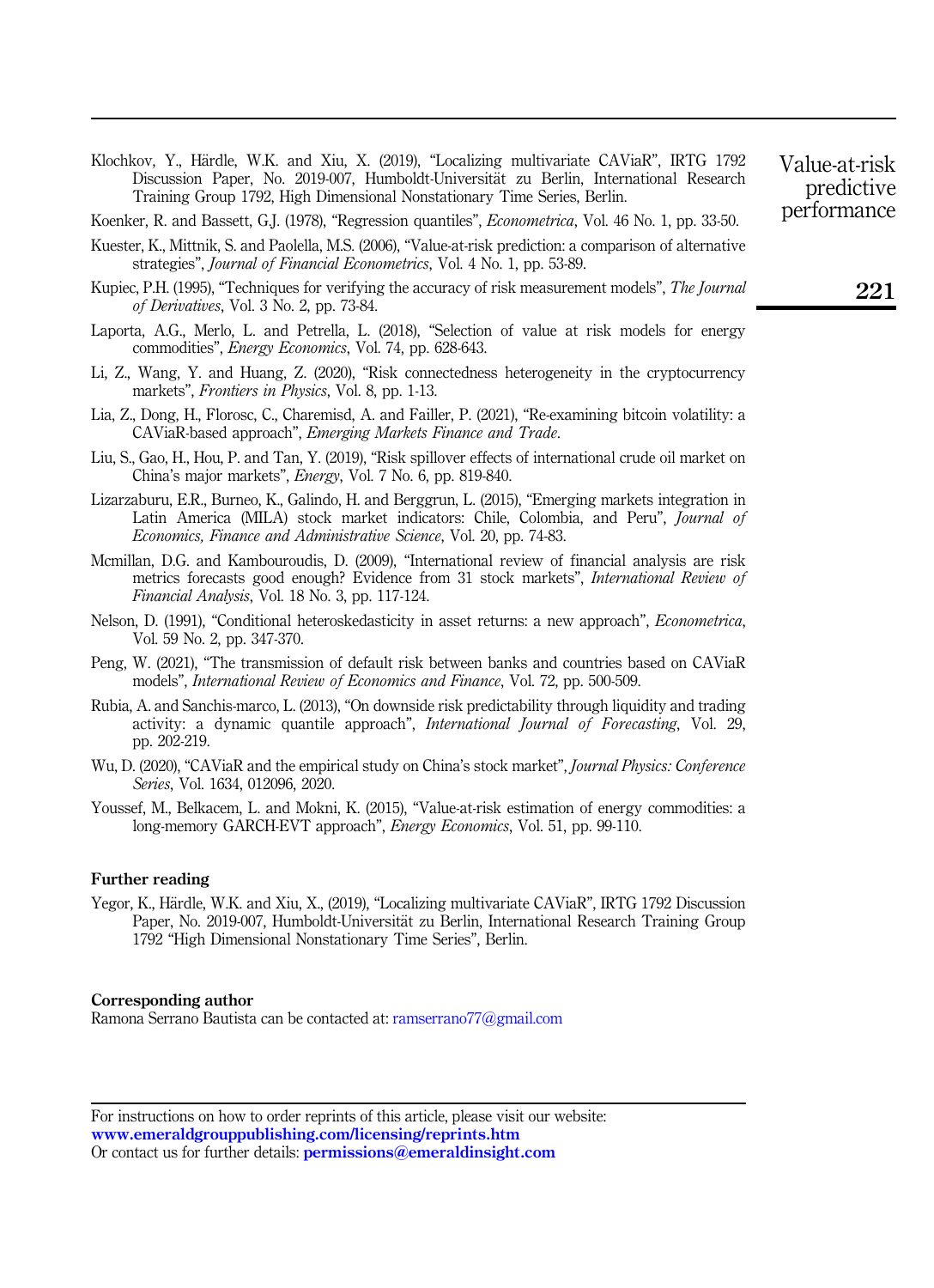Klochkov, Y., Härdle, W.K. and Xiu, X. (2019), "Localizing multivariate CAViaR", IRTG 1792 Discussion Paper, No. 2019-007, Humboldt-Universität zu Berlin, International Research Training Group 1792, High Dimensional Nonstationary Time Series, Berlin.

Koenker, R. and Bassett, G.J. (1978), "Regression quantiles", *Econometrica*, Vol. 46 No. 1, pp. 33-50.

Kuester, K., Mittnik, S. and Paolella, M.S. (2006), "Value-at-risk prediction: a comparison of alternative strategies", *Journal of Financial Econometrics*, Vol. 4 No. 1, pp. 53-89.

Kupiec, P.H. (1995), "Techniques for verifying the accuracy of risk measurement models", *The Journal of Derivatives*, Vol. 3 No. 2, pp. 73-84.

Laporta, A.G., Merlo, L. and Petrella, L. (2018), "Selection of value at risk models for energy commodities", *Energy Economics*, Vol. 74, pp. 628-643.

Li, Z., Wang, Y. and Huang, Z. (2020), "Risk connectedness heterogeneity in the cryptocurrency markets", *Frontiers in Physics*, Vol. 8, pp. 1-13.

Lia, Z., Dong, H., Florosc, C., Charemisd, A. and Failler, P. (2021), "Re-examining bitcoin volatility: a CAViaR-based approach", *Emerging Markets Finance and Trade*.

Liu, S., Gao, H., Hou, P. and Tan, Y. (2019), "Risk spillover effects of international crude oil market on China's major markets", *Energy*, Vol. 7 No. 6, pp. 819-840.

Lizarzaburu, E.R., Burneo, K., Galindo, H. and Berggrun, L. (2015), "Emerging markets integration in Latin America (MILA) stock market indicators: Chile, Colombia, and Peru", *Journal of Economics, Finance and Administrative Science*, Vol. 20, pp. 74-83.

Mcmillan, D.G. and Kambouroudis, D. (2009), "International review of financial analysis are risk metrics forecasts good enough? Evidence from 31 stock markets", *International Review of Financial Analysis*, Vol. 18 No. 3, pp. 117-124.

Nelson, D. (1991), "Conditional heteroskedasticity in asset returns: a new approach", *Econometrica*, Vol. 59 No. 2, pp. 347-370.

Peng, W. (2021), "The transmission of default risk between banks and countries based on CAViaR models", *International Review of Economics and Finance*, Vol. 72, pp. 500-509.

Rubia, A. and Sanchis-marco, L. (2013), "On downside risk predictability through liquidity and trading activity: a dynamic quantile approach", *International Journal of Forecasting*, Vol. 29, pp. 202-219.

Wu, D. (2020), "CAViaR and the empirical study on China's stock market", *Journal Physics: Conference Series*, Vol. 1634, 012096, 2020.

Youssef, M., Belkacem, L. and Mokni, K. (2015), "Value-at-risk estimation of energy commodities: a long-memory GARCH-EVT approach", *Energy Economics*, Vol. 51, pp. 99-110.

## Further reading

Yegor, K., Härdle, W.K. and Xiu, X., (2019), "Localizing multivariate CAViaR", IRTG 1792 Discussion Paper, No. 2019-007, Humboldt-Universität zu Berlin, International Research Training Group 1792 "High Dimensional Nonstationary Time Series", Berlin.

## Corresponding author

Ramona Serrano Bautista can be contacted at: ramserrano77@gmail.com

For instructions on how to order reprints of this article, please visit our website:
**www.emeraldgrouppublishing.com/licensing/reprints.htm**
Or contact us for further details: **permissions@emeraldinsight.com**